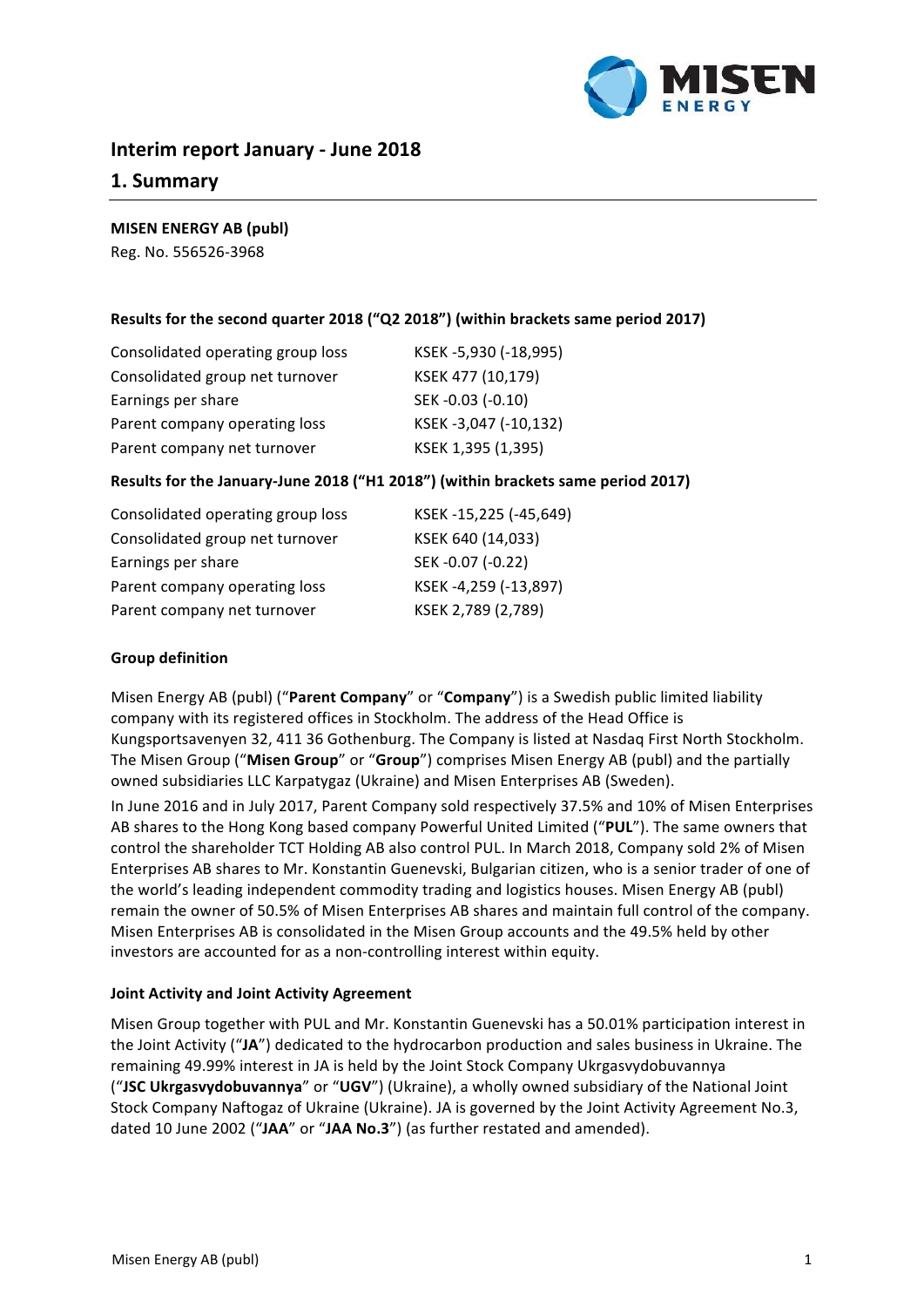# Interim report January - June 2018

## 1. Summary

**MISEN ENERGY AB (publ)**
Reg. No. 556526-3968

**Results for the second quarter 2018 ("Q2 2018") (within brackets same period 2017)**

| | |
|---|---|
| Consolidated operating group loss | KSEK -5,930 (-18,995) |
| Consolidated group net turnover | KSEK 477 (10,179) |
| Earnings per share | SEK -0.03 (-0.10) |
| Parent company operating loss | KSEK -3,047 (-10,132) |
| Parent company net turnover | KSEK 1,395 (1,395) |

**Results for the January-June 2018 ("H1 2018") (within brackets same period 2017)**

| | |
|---|---|
| Consolidated operating group loss | KSEK -15,225 (-45,649) |
| Consolidated group net turnover | KSEK 640 (14,033) |
| Earnings per share | SEK -0.07 (-0.22) |
| Parent company operating loss | KSEK -4,259 (-13,897) |
| Parent company net turnover | KSEK 2,789 (2,789) |

**Group definition**

Misen Energy AB (publ) ("**Parent Company**" or "**Company**") is a Swedish public limited liability company with its registered offices in Stockholm. The address of the Head Office is Kungsportsavenyen 32, 411 36 Gothenburg. The Company is listed at Nasdaq First North Stockholm. The Misen Group ("**Misen Group**" or "**Group**") comprises Misen Energy AB (publ) and the partially owned subsidiaries LLC Karpatygaz (Ukraine) and Misen Enterprises AB (Sweden).

In June 2016 and in July 2017, Parent Company sold respectively 37.5% and 10% of Misen Enterprises AB shares to the Hong Kong based company Powerful United Limited ("**PUL**"). The same owners that control the shareholder TCT Holding AB also control PUL. In March 2018, Company sold 2% of Misen Enterprises AB shares to Mr. Konstantin Guenevski, Bulgarian citizen, who is a senior trader of one of the world's leading independent commodity trading and logistics houses. Misen Energy AB (publ) remain the owner of 50.5% of Misen Enterprises AB shares and maintain full control of the company. Misen Enterprises AB is consolidated in the Misen Group accounts and the 49.5% held by other investors are accounted for as a non-controlling interest within equity.

**Joint Activity and Joint Activity Agreement**

Misen Group together with PUL and Mr. Konstantin Guenevski has a 50.01% participation interest in the Joint Activity ("**JA**") dedicated to the hydrocarbon production and sales business in Ukraine. The remaining 49.99% interest in JA is held by the Joint Stock Company Ukrgasvydobuvannya ("**JSC Ukrgasvydobuvannya**" or "**UGV**") (Ukraine), a wholly owned subsidiary of the National Joint Stock Company Naftogaz of Ukraine (Ukraine). JA is governed by the Joint Activity Agreement No.3, dated 10 June 2002 ("**JAA**" or "**JAA No.3**") (as further restated and amended).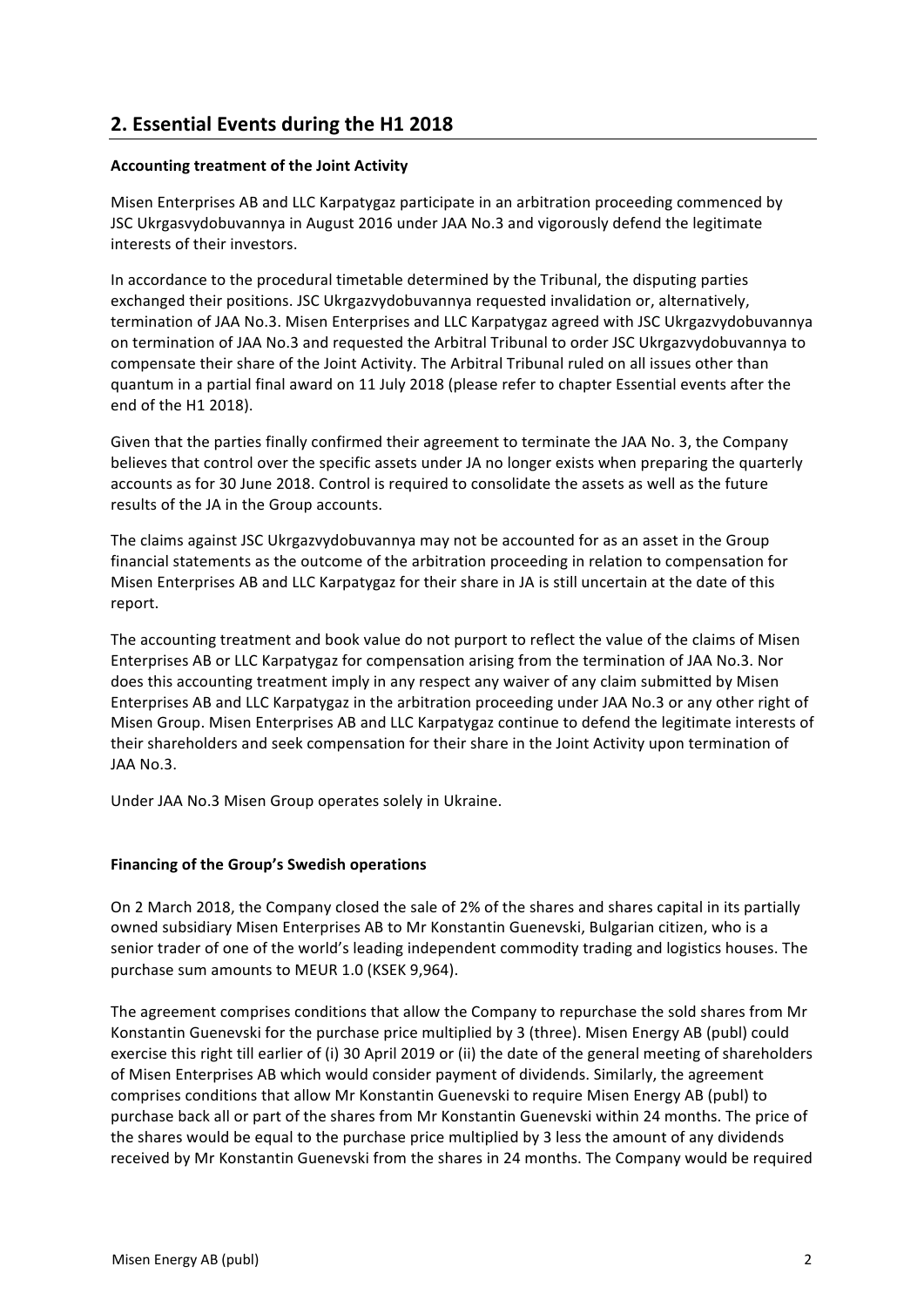## 2. Essential Events during the H1 2018

**Accounting treatment of the Joint Activity**

Misen Enterprises AB and LLC Karpatygaz participate in an arbitration proceeding commenced by JSC Ukrgasvydobuvannya in August 2016 under JAA No.3 and vigorously defend the legitimate interests of their investors.

In accordance to the procedural timetable determined by the Tribunal, the disputing parties exchanged their positions. JSC Ukrgazvydobuvannya requested invalidation or, alternatively, termination of JAA No.3. Misen Enterprises and LLC Karpatygaz agreed with JSC Ukrgazvydobuvannya on termination of JAA No.3 and requested the Arbitral Tribunal to order JSC Ukrgazvydobuvannya to compensate their share of the Joint Activity. The Arbitral Tribunal ruled on all issues other than quantum in a partial final award on 11 July 2018 (please refer to chapter Essential events after the end of the H1 2018).

Given that the parties finally confirmed their agreement to terminate the JAA No. 3, the Company believes that control over the specific assets under JA no longer exists when preparing the quarterly accounts as for 30 June 2018. Control is required to consolidate the assets as well as the future results of the JA in the Group accounts.

The claims against JSC Ukrgazvydobuvannya may not be accounted for as an asset in the Group financial statements as the outcome of the arbitration proceeding in relation to compensation for Misen Enterprises AB and LLC Karpatygaz for their share in JA is still uncertain at the date of this report.

The accounting treatment and book value do not purport to reflect the value of the claims of Misen Enterprises AB or LLC Karpatygaz for compensation arising from the termination of JAA No.3. Nor does this accounting treatment imply in any respect any waiver of any claim submitted by Misen Enterprises AB and LLC Karpatygaz in the arbitration proceeding under JAA No.3 or any other right of Misen Group. Misen Enterprises AB and LLC Karpatygaz continue to defend the legitimate interests of their shareholders and seek compensation for their share in the Joint Activity upon termination of JAA No.3.

Under JAA No.3 Misen Group operates solely in Ukraine.

**Financing of the Group's Swedish operations**

On 2 March 2018, the Company closed the sale of 2% of the shares and shares capital in its partially owned subsidiary Misen Enterprises AB to Mr Konstantin Guenevski, Bulgarian citizen, who is a senior trader of one of the world's leading independent commodity trading and logistics houses. The purchase sum amounts to MEUR 1.0 (KSEK 9,964).

The agreement comprises conditions that allow the Company to repurchase the sold shares from Mr Konstantin Guenevski for the purchase price multiplied by 3 (three). Misen Energy AB (publ) could exercise this right till earlier of (i) 30 April 2019 or (ii) the date of the general meeting of shareholders of Misen Enterprises AB which would consider payment of dividends. Similarly, the agreement comprises conditions that allow Mr Konstantin Guenevski to require Misen Energy AB (publ) to purchase back all or part of the shares from Mr Konstantin Guenevski within 24 months. The price of the shares would be equal to the purchase price multiplied by 3 less the amount of any dividends received by Mr Konstantin Guenevski from the shares in 24 months. The Company would be required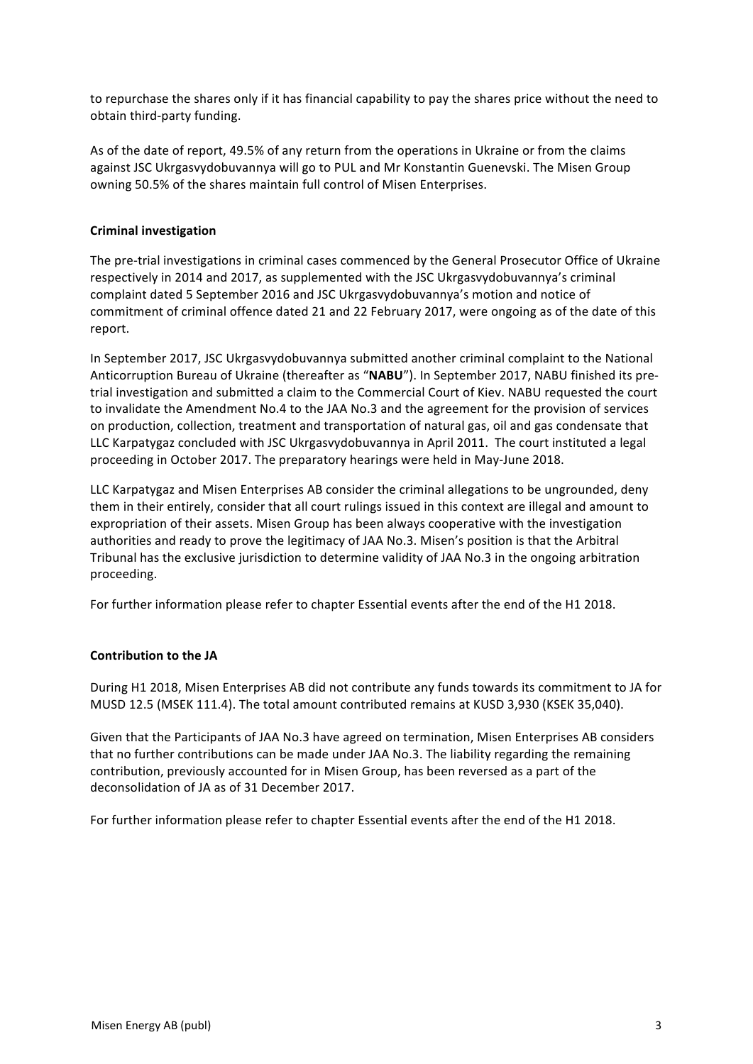to repurchase the shares only if it has financial capability to pay the shares price without the need to obtain third-party funding.

As of the date of report, 49.5% of any return from the operations in Ukraine or from the claims against JSC Ukrgasvydobuvannya will go to PUL and Mr Konstantin Guenevski. The Misen Group owning 50.5% of the shares maintain full control of Misen Enterprises.

**Criminal investigation**

The pre-trial investigations in criminal cases commenced by the General Prosecutor Office of Ukraine respectively in 2014 and 2017, as supplemented with the JSC Ukrgasvydobuvannya's criminal complaint dated 5 September 2016 and JSC Ukrgasvydobuvannya's motion and notice of commitment of criminal offence dated 21 and 22 February 2017, were ongoing as of the date of this report.

In September 2017, JSC Ukrgasvydobuvannya submitted another criminal complaint to the National Anticorruption Bureau of Ukraine (thereafter as "**NABU**"). In September 2017, NABU finished its pre-trial investigation and submitted a claim to the Commercial Court of Kiev. NABU requested the court to invalidate the Amendment No.4 to the JAA No.3 and the agreement for the provision of services on production, collection, treatment and transportation of natural gas, oil and gas condensate that LLC Karpatygaz concluded with JSC Ukrgasvydobuvannya in April 2011. The court instituted a legal proceeding in October 2017. The preparatory hearings were held in May-June 2018.

LLC Karpatygaz and Misen Enterprises AB consider the criminal allegations to be ungrounded, deny them in their entirely, consider that all court rulings issued in this context are illegal and amount to expropriation of their assets. Misen Group has been always cooperative with the investigation authorities and ready to prove the legitimacy of JAA No.3. Misen's position is that the Arbitral Tribunal has the exclusive jurisdiction to determine validity of JAA No.3 in the ongoing arbitration proceeding.

For further information please refer to chapter Essential events after the end of the H1 2018.

**Contribution to the JA**

During H1 2018, Misen Enterprises AB did not contribute any funds towards its commitment to JA for MUSD 12.5 (MSEK 111.4). The total amount contributed remains at KUSD 3,930 (KSEK 35,040).

Given that the Participants of JAA No.3 have agreed on termination, Misen Enterprises AB considers that no further contributions can be made under JAA No.3. The liability regarding the remaining contribution, previously accounted for in Misen Group, has been reversed as a part of the deconsolidation of JA as of 31 December 2017.

For further information please refer to chapter Essential events after the end of the H1 2018.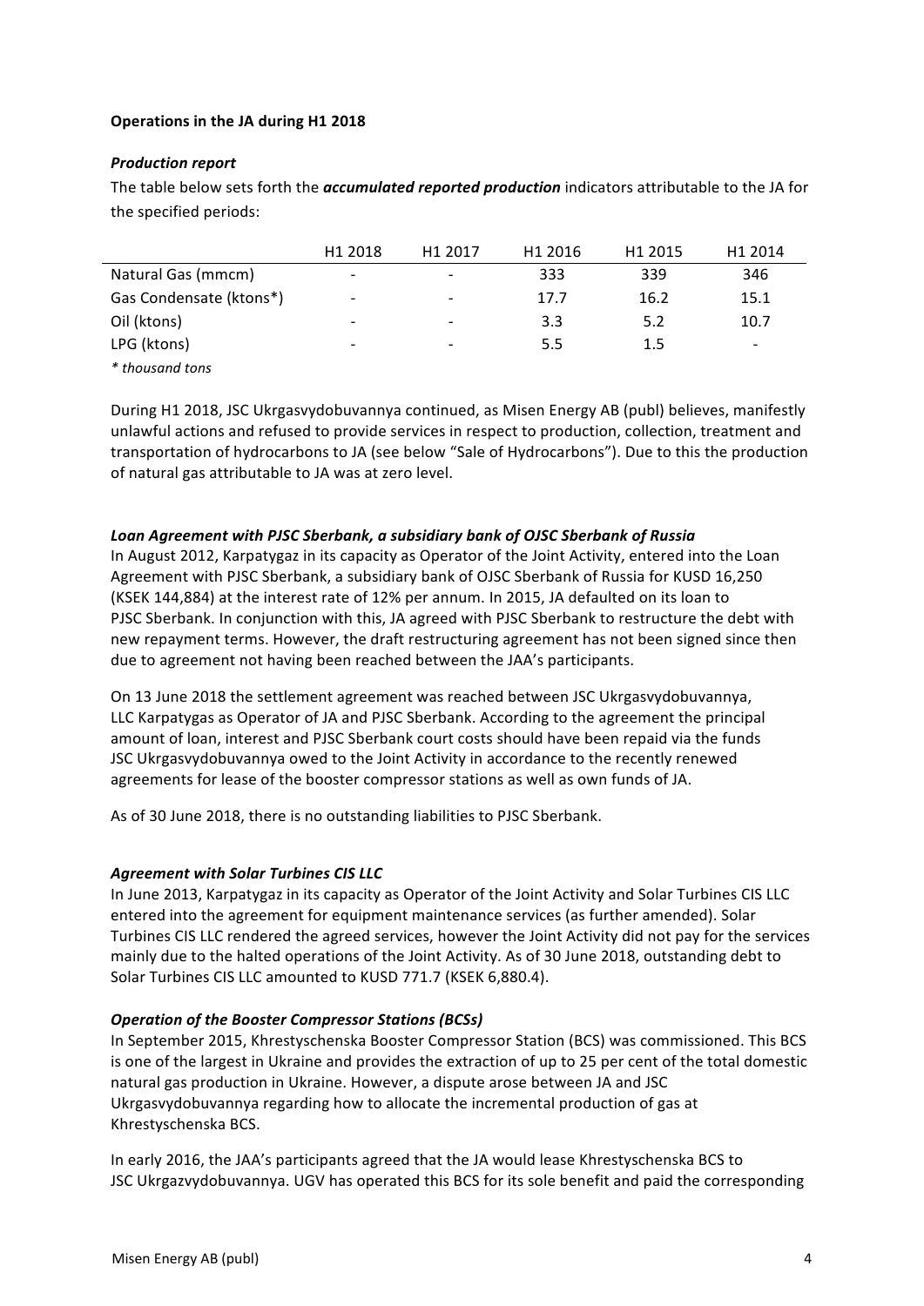**Operations in the JA during H1 2018**

***Production report***

The table below sets forth the ***accumulated reported production*** indicators attributable to the JA for the specified periods:

| | H1 2018 | H1 2017 | H1 2016 | H1 2015 | H1 2014 |
|---|---|---|---|---|---|
| Natural Gas (mmcm) | - | - | 333 | 339 | 346 |
| Gas Condensate (ktons*) | - | - | 17.7 | 16.2 | 15.1 |
| Oil (ktons) | - | - | 3.3 | 5.2 | 10.7 |
| LPG (ktons) | - | - | 5.5 | 1.5 | - |

*\* thousand tons*

During H1 2018, JSC Ukrgasvydobuvannya continued, as Misen Energy AB (publ) believes, manifestly unlawful actions and refused to provide services in respect to production, collection, treatment and transportation of hydrocarbons to JA (see below "Sale of Hydrocarbons"). Due to this the production of natural gas attributable to JA was at zero level.

***Loan Agreement with PJSC Sberbank, a subsidiary bank of OJSC Sberbank of Russia***

In August 2012, Karpatygaz in its capacity as Operator of the Joint Activity, entered into the Loan Agreement with PJSC Sberbank, a subsidiary bank of OJSC Sberbank of Russia for KUSD 16,250 (KSEK 144,884) at the interest rate of 12% per annum. In 2015, JA defaulted on its loan to PJSC Sberbank. In conjunction with this, JA agreed with PJSC Sberbank to restructure the debt with new repayment terms. However, the draft restructuring agreement has not been signed since then due to agreement not having been reached between the JAA's participants.

On 13 June 2018 the settlement agreement was reached between JSC Ukrgasvydobuvannya, LLC Karpatygas as Operator of JA and PJSC Sberbank. According to the agreement the principal amount of loan, interest and PJSC Sberbank court costs should have been repaid via the funds JSC Ukrgasvydobuvannya owed to the Joint Activity in accordance to the recently renewed agreements for lease of the booster compressor stations as well as own funds of JA.

As of 30 June 2018, there is no outstanding liabilities to PJSC Sberbank.

***Agreement with Solar Turbines CIS LLC***

In June 2013, Karpatygaz in its capacity as Operator of the Joint Activity and Solar Turbines CIS LLC entered into the agreement for equipment maintenance services (as further amended). Solar Turbines CIS LLC rendered the agreed services, however the Joint Activity did not pay for the services mainly due to the halted operations of the Joint Activity. As of 30 June 2018, outstanding debt to Solar Turbines CIS LLC amounted to KUSD 771.7 (KSEK 6,880.4).

***Operation of the Booster Compressor Stations (BCSs)***

In September 2015, Khrestyschenska Booster Compressor Station (BCS) was commissioned. This BCS is one of the largest in Ukraine and provides the extraction of up to 25 per cent of the total domestic natural gas production in Ukraine. However, a dispute arose between JA and JSC Ukrgasvydobuvannya regarding how to allocate the incremental production of gas at Khrestyschenska BCS.

In early 2016, the JAA's participants agreed that the JA would lease Khrestyschenska BCS to JSC Ukrgazvydobuvannya. UGV has operated this BCS for its sole benefit and paid the corresponding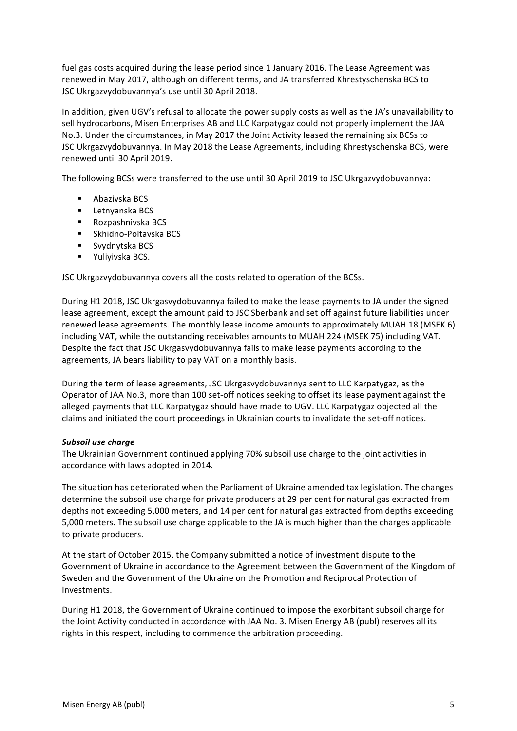fuel gas costs acquired during the lease period since 1 January 2016. The Lease Agreement was renewed in May 2017, although on different terms, and JA transferred Khrestyschenska BCS to JSC Ukrgazvydobuvannya's use until 30 April 2018.

In addition, given UGV's refusal to allocate the power supply costs as well as the JA's unavailability to sell hydrocarbons, Misen Enterprises AB and LLC Karpatygaz could not properly implement the JAA No.3. Under the circumstances, in May 2017 the Joint Activity leased the remaining six BCSs to JSC Ukrgazvydobuvannya. In May 2018 the Lease Agreements, including Khrestyschenska BCS, were renewed until 30 April 2019.

The following BCSs were transferred to the use until 30 April 2019 to JSC Ukrgazvydobuvannya:

- Abazivska BCS
- Letnyanska BCS
- Rozpashnivska BCS
- Skhidno-Poltavska BCS
- Svydnytska BCS
- Yuliyivska BCS.

JSC Ukrgazvydobuvannya covers all the costs related to operation of the BCSs.

During H1 2018, JSC Ukrgasvydobuvannya failed to make the lease payments to JA under the signed lease agreement, except the amount paid to JSC Sberbank and set off against future liabilities under renewed lease agreements. The monthly lease income amounts to approximately MUAH 18 (MSEK 6) including VAT, while the outstanding receivables amounts to MUAH 224 (MSEK 75) including VAT. Despite the fact that JSC Ukrgasvydobuvannya fails to make lease payments according to the agreements, JA bears liability to pay VAT on a monthly basis.

During the term of lease agreements, JSC Ukrgasvydobuvannya sent to LLC Karpatygaz, as the Operator of JAA No.3, more than 100 set-off notices seeking to offset its lease payment against the alleged payments that LLC Karpatygaz should have made to UGV. LLC Karpatygaz objected all the claims and initiated the court proceedings in Ukrainian courts to invalidate the set-off notices.

***Subsoil use charge***

The Ukrainian Government continued applying 70% subsoil use charge to the joint activities in accordance with laws adopted in 2014.

The situation has deteriorated when the Parliament of Ukraine amended tax legislation. The changes determine the subsoil use charge for private producers at 29 per cent for natural gas extracted from depths not exceeding 5,000 meters, and 14 per cent for natural gas extracted from depths exceeding 5,000 meters. The subsoil use charge applicable to the JA is much higher than the charges applicable to private producers.

At the start of October 2015, the Company submitted a notice of investment dispute to the Government of Ukraine in accordance to the Agreement between the Government of the Kingdom of Sweden and the Government of the Ukraine on the Promotion and Reciprocal Protection of Investments.

During H1 2018, the Government of Ukraine continued to impose the exorbitant subsoil charge for the Joint Activity conducted in accordance with JAA No. 3. Misen Energy AB (publ) reserves all its rights in this respect, including to commence the arbitration proceeding.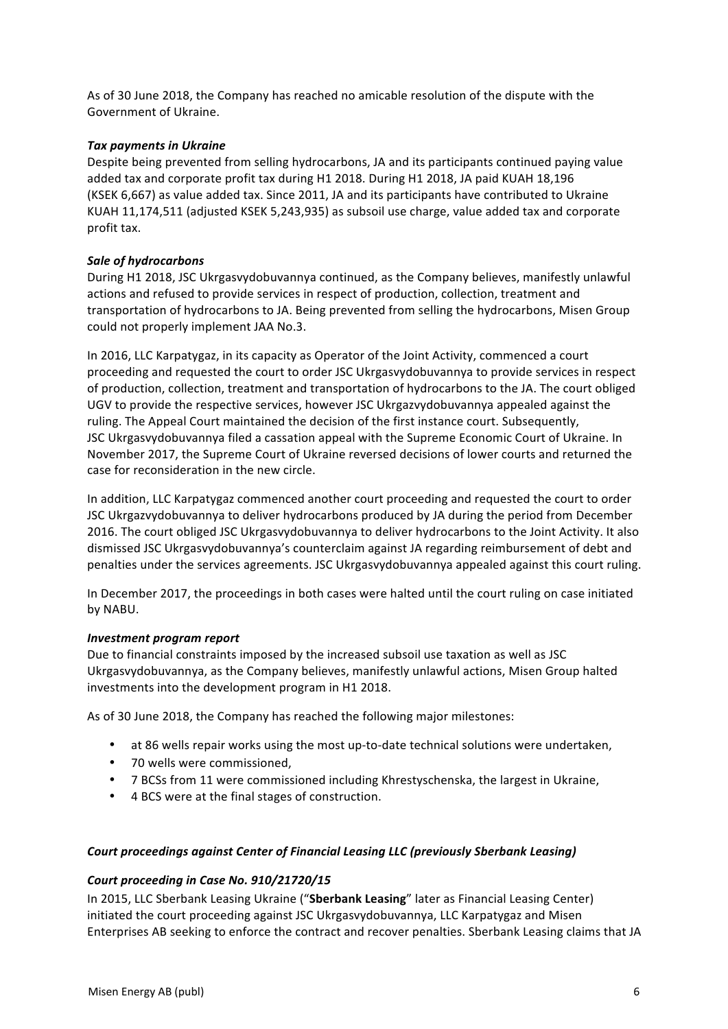As of 30 June 2018, the Company has reached no amicable resolution of the dispute with the Government of Ukraine.

***Tax payments in Ukraine***

Despite being prevented from selling hydrocarbons, JA and its participants continued paying value added tax and corporate profit tax during H1 2018. During H1 2018, JA paid KUAH 18,196 (KSEK 6,667) as value added tax. Since 2011, JA and its participants have contributed to Ukraine KUAH 11,174,511 (adjusted KSEK 5,243,935) as subsoil use charge, value added tax and corporate profit tax.

***Sale of hydrocarbons***

During H1 2018, JSC Ukrgasvydobuvannya continued, as the Company believes, manifestly unlawful actions and refused to provide services in respect of production, collection, treatment and transportation of hydrocarbons to JA. Being prevented from selling the hydrocarbons, Misen Group could not properly implement JAA No.3.

In 2016, LLC Karpatygaz, in its capacity as Operator of the Joint Activity, commenced a court proceeding and requested the court to order JSC Ukrgasvydobuvannya to provide services in respect of production, collection, treatment and transportation of hydrocarbons to the JA. The court obliged UGV to provide the respective services, however JSC Ukrgazvydobuvannya appealed against the ruling. The Appeal Court maintained the decision of the first instance court. Subsequently, JSC Ukrgasvydobuvannya filed a cassation appeal with the Supreme Economic Court of Ukraine. In November 2017, the Supreme Court of Ukraine reversed decisions of lower courts and returned the case for reconsideration in the new circle.

In addition, LLC Karpatygaz commenced another court proceeding and requested the court to order JSC Ukrgazvydobuvannya to deliver hydrocarbons produced by JA during the period from December 2016. The court obliged JSC Ukrgasvydobuvannya to deliver hydrocarbons to the Joint Activity. It also dismissed JSC Ukrgasvydobuvannya's counterclaim against JA regarding reimbursement of debt and penalties under the services agreements. JSC Ukrgasvydobuvannya appealed against this court ruling.

In December 2017, the proceedings in both cases were halted until the court ruling on case initiated by NABU.

***Investment program report***

Due to financial constraints imposed by the increased subsoil use taxation as well as JSC Ukrgasvydobuvannya, as the Company believes, manifestly unlawful actions, Misen Group halted investments into the development program in H1 2018.

As of 30 June 2018, the Company has reached the following major milestones:

- at 86 wells repair works using the most up-to-date technical solutions were undertaken,
- 70 wells were commissioned,
- 7 BCSs from 11 were commissioned including Khrestyschenska, the largest in Ukraine,
- 4 BCS were at the final stages of construction.

***Court proceedings against Center of Financial Leasing LLC (previously Sberbank Leasing)***

***Court proceeding in Case No. 910/21720/15***

In 2015, LLC Sberbank Leasing Ukraine ("**Sberbank Leasing**" later as Financial Leasing Center) initiated the court proceeding against JSC Ukrgasvydobuvannya, LLC Karpatygaz and Misen Enterprises AB seeking to enforce the contract and recover penalties. Sberbank Leasing claims that JA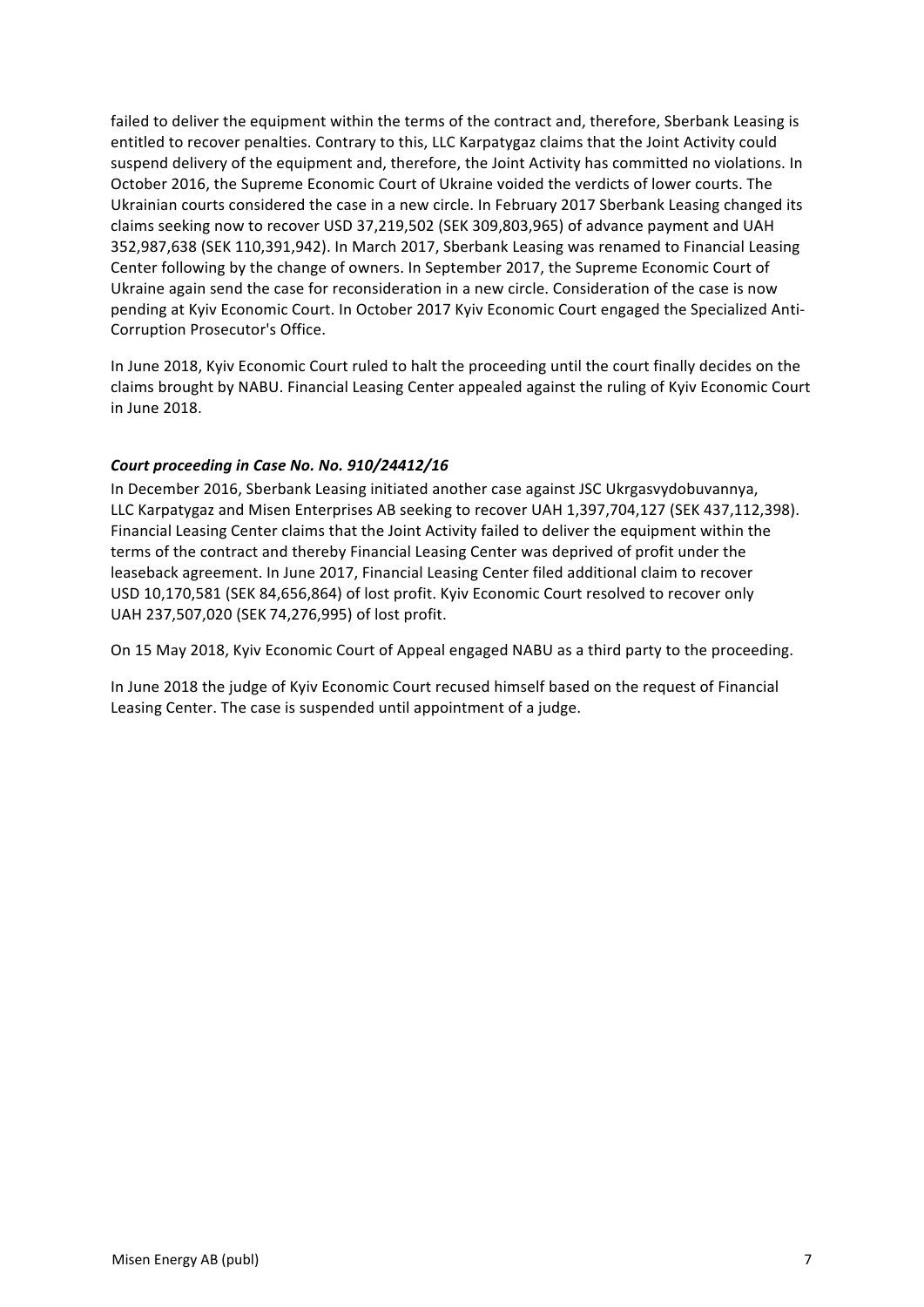failed to deliver the equipment within the terms of the contract and, therefore, Sberbank Leasing is entitled to recover penalties. Contrary to this, LLC Karpatygaz claims that the Joint Activity could suspend delivery of the equipment and, therefore, the Joint Activity has committed no violations. In October 2016, the Supreme Economic Court of Ukraine voided the verdicts of lower courts. The Ukrainian courts considered the case in a new circle. In February 2017 Sberbank Leasing changed its claims seeking now to recover USD 37,219,502 (SEK 309,803,965) of advance payment and UAH 352,987,638 (SEK 110,391,942). In March 2017, Sberbank Leasing was renamed to Financial Leasing Center following by the change of owners. In September 2017, the Supreme Economic Court of Ukraine again send the case for reconsideration in a new circle. Consideration of the case is now pending at Kyiv Economic Court. In October 2017 Kyiv Economic Court engaged the Specialized Anti-Corruption Prosecutor's Office.

In June 2018, Kyiv Economic Court ruled to halt the proceeding until the court finally decides on the claims brought by NABU. Financial Leasing Center appealed against the ruling of Kyiv Economic Court in June 2018.

***Court proceeding in Case No. No. 910/24412/16***

In December 2016, Sberbank Leasing initiated another case against JSC Ukrgasvydobuvannya, LLC Karpatygaz and Misen Enterprises AB seeking to recover UAH 1,397,704,127 (SEK 437,112,398). Financial Leasing Center claims that the Joint Activity failed to deliver the equipment within the terms of the contract and thereby Financial Leasing Center was deprived of profit under the leaseback agreement. In June 2017, Financial Leasing Center filed additional claim to recover USD 10,170,581 (SEK 84,656,864) of lost profit. Kyiv Economic Court resolved to recover only UAH 237,507,020 (SEK 74,276,995) of lost profit.

On 15 May 2018, Kyiv Economic Court of Appeal engaged NABU as a third party to the proceeding.

In June 2018 the judge of Kyiv Economic Court recused himself based on the request of Financial Leasing Center. The case is suspended until appointment of a judge.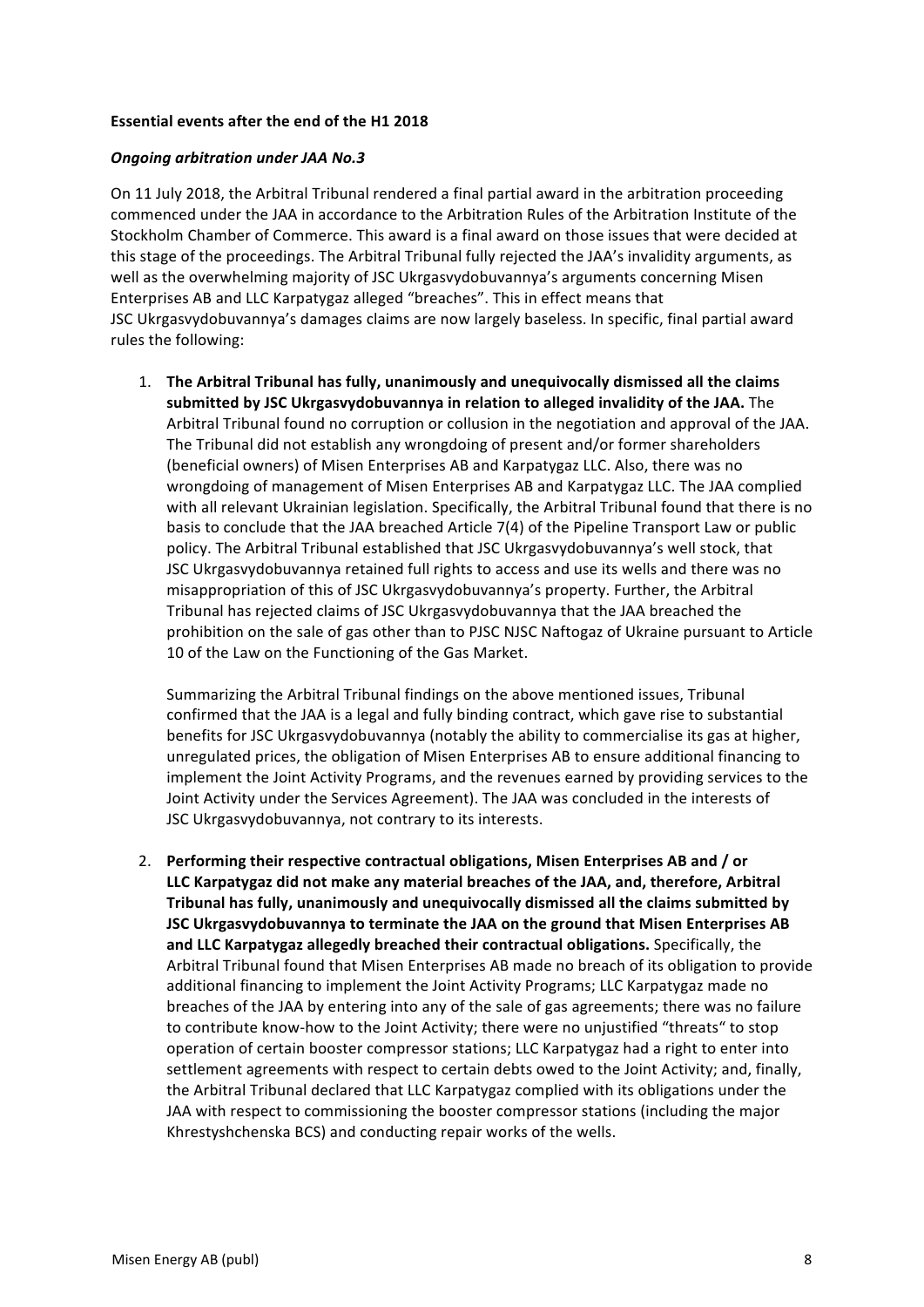**Essential events after the end of the H1 2018**

***Ongoing arbitration under JAA No.3***

On 11 July 2018, the Arbitral Tribunal rendered a final partial award in the arbitration proceeding commenced under the JAA in accordance to the Arbitration Rules of the Arbitration Institute of the Stockholm Chamber of Commerce. This award is a final award on those issues that were decided at this stage of the proceedings. The Arbitral Tribunal fully rejected the JAA's invalidity arguments, as well as the overwhelming majority of JSC Ukrgasvydobuvannya's arguments concerning Misen Enterprises AB and LLC Karpatygaz alleged "breaches". This in effect means that JSC Ukrgasvydobuvannya's damages claims are now largely baseless. In specific, final partial award rules the following:

1. **The Arbitral Tribunal has fully, unanimously and unequivocally dismissed all the claims submitted by JSC Ukrgasvydobuvannya in relation to alleged invalidity of the JAA.** The Arbitral Tribunal found no corruption or collusion in the negotiation and approval of the JAA. The Tribunal did not establish any wrongdoing of present and/or former shareholders (beneficial owners) of Misen Enterprises AB and Karpatygaz LLC. Also, there was no wrongdoing of management of Misen Enterprises AB and Karpatygaz LLC. The JAA complied with all relevant Ukrainian legislation. Specifically, the Arbitral Tribunal found that there is no basis to conclude that the JAA breached Article 7(4) of the Pipeline Transport Law or public policy. The Arbitral Tribunal established that JSC Ukrgasvydobuvannya's well stock, that JSC Ukrgasvydobuvannya retained full rights to access and use its wells and there was no misappropriation of this of JSC Ukrgasvydobuvannya's property. Further, the Arbitral Tribunal has rejected claims of JSC Ukrgasvydobuvannya that the JAA breached the prohibition on the sale of gas other than to PJSC NJSC Naftogaz of Ukraine pursuant to Article 10 of the Law on the Functioning of the Gas Market.

   Summarizing the Arbitral Tribunal findings on the above mentioned issues, Tribunal confirmed that the JAA is a legal and fully binding contract, which gave rise to substantial benefits for JSC Ukrgasvydobuvannya (notably the ability to commercialise its gas at higher, unregulated prices, the obligation of Misen Enterprises AB to ensure additional financing to implement the Joint Activity Programs, and the revenues earned by providing services to the Joint Activity under the Services Agreement). The JAA was concluded in the interests of JSC Ukrgasvydobuvannya, not contrary to its interests.

2. **Performing their respective contractual obligations, Misen Enterprises AB and / or LLC Karpatygaz did not make any material breaches of the JAA, and, therefore, Arbitral Tribunal has fully, unanimously and unequivocally dismissed all the claims submitted by JSC Ukrgasvydobuvannya to terminate the JAA on the ground that Misen Enterprises AB and LLC Karpatygaz allegedly breached their contractual obligations.** Specifically, the Arbitral Tribunal found that Misen Enterprises AB made no breach of its obligation to provide additional financing to implement the Joint Activity Programs; LLC Karpatygaz made no breaches of the JAA by entering into any of the sale of gas agreements; there was no failure to contribute know-how to the Joint Activity; there were no unjustified "threats" to stop operation of certain booster compressor stations; LLC Karpatygaz had a right to enter into settlement agreements with respect to certain debts owed to the Joint Activity; and, finally, the Arbitral Tribunal declared that LLC Karpatygaz complied with its obligations under the JAA with respect to commissioning the booster compressor stations (including the major Khrestyshchenska BCS) and conducting repair works of the wells.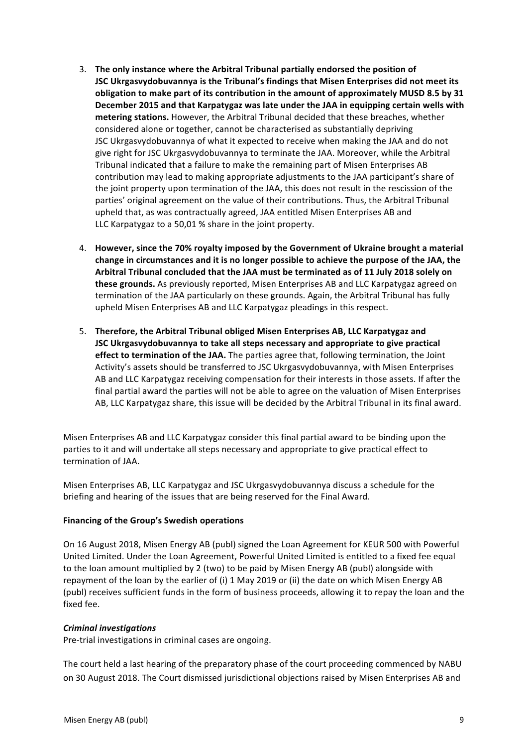3. **The only instance where the Arbitral Tribunal partially endorsed the position of JSC Ukrgasvydobuvannya is the Tribunal's findings that Misen Enterprises did not meet its obligation to make part of its contribution in the amount of approximately MUSD 8.5 by 31 December 2015 and that Karpatygaz was late under the JAA in equipping certain wells with metering stations.** However, the Arbitral Tribunal decided that these breaches, whether considered alone or together, cannot be characterised as substantially depriving JSC Ukrgasvydobuvannya of what it expected to receive when making the JAA and do not give right for JSC Ukrgasvydobuvannya to terminate the JAA. Moreover, while the Arbitral Tribunal indicated that a failure to make the remaining part of Misen Enterprises AB contribution may lead to making appropriate adjustments to the JAA participant's share of the joint property upon termination of the JAA, this does not result in the rescission of the parties' original agreement on the value of their contributions. Thus, the Arbitral Tribunal upheld that, as was contractually agreed, JAA entitled Misen Enterprises AB and LLC Karpatygaz to a 50,01 % share in the joint property.

4. **However, since the 70% royalty imposed by the Government of Ukraine brought a material change in circumstances and it is no longer possible to achieve the purpose of the JAA, the Arbitral Tribunal concluded that the JAA must be terminated as of 11 July 2018 solely on these grounds.** As previously reported, Misen Enterprises AB and LLC Karpatygaz agreed on termination of the JAA particularly on these grounds. Again, the Arbitral Tribunal has fully upheld Misen Enterprises AB and LLC Karpatygaz pleadings in this respect.

5. **Therefore, the Arbitral Tribunal obliged Misen Enterprises AB, LLC Karpatygaz and JSC Ukrgasvydobuvannya to take all steps necessary and appropriate to give practical effect to termination of the JAA.** The parties agree that, following termination, the Joint Activity's assets should be transferred to JSC Ukrgasvydobuvannya, with Misen Enterprises AB and LLC Karpatygaz receiving compensation for their interests in those assets. If after the final partial award the parties will not be able to agree on the valuation of Misen Enterprises AB, LLC Karpatygaz share, this issue will be decided by the Arbitral Tribunal in its final award.

Misen Enterprises AB and LLC Karpatygaz consider this final partial award to be binding upon the parties to it and will undertake all steps necessary and appropriate to give practical effect to termination of JAA.

Misen Enterprises AB, LLC Karpatygaz and JSC Ukrgasvydobuvannya discuss a schedule for the briefing and hearing of the issues that are being reserved for the Final Award.

**Financing of the Group's Swedish operations**

On 16 August 2018, Misen Energy AB (publ) signed the Loan Agreement for KEUR 500 with Powerful United Limited. Under the Loan Agreement, Powerful United Limited is entitled to a fixed fee equal to the loan amount multiplied by 2 (two) to be paid by Misen Energy AB (publ) alongside with repayment of the loan by the earlier of (i) 1 May 2019 or (ii) the date on which Misen Energy AB (publ) receives sufficient funds in the form of business proceeds, allowing it to repay the loan and the fixed fee.

***Criminal investigations***

Pre-trial investigations in criminal cases are ongoing.

The court held a last hearing of the preparatory phase of the court proceeding commenced by NABU on 30 August 2018. The Court dismissed jurisdictional objections raised by Misen Enterprises AB and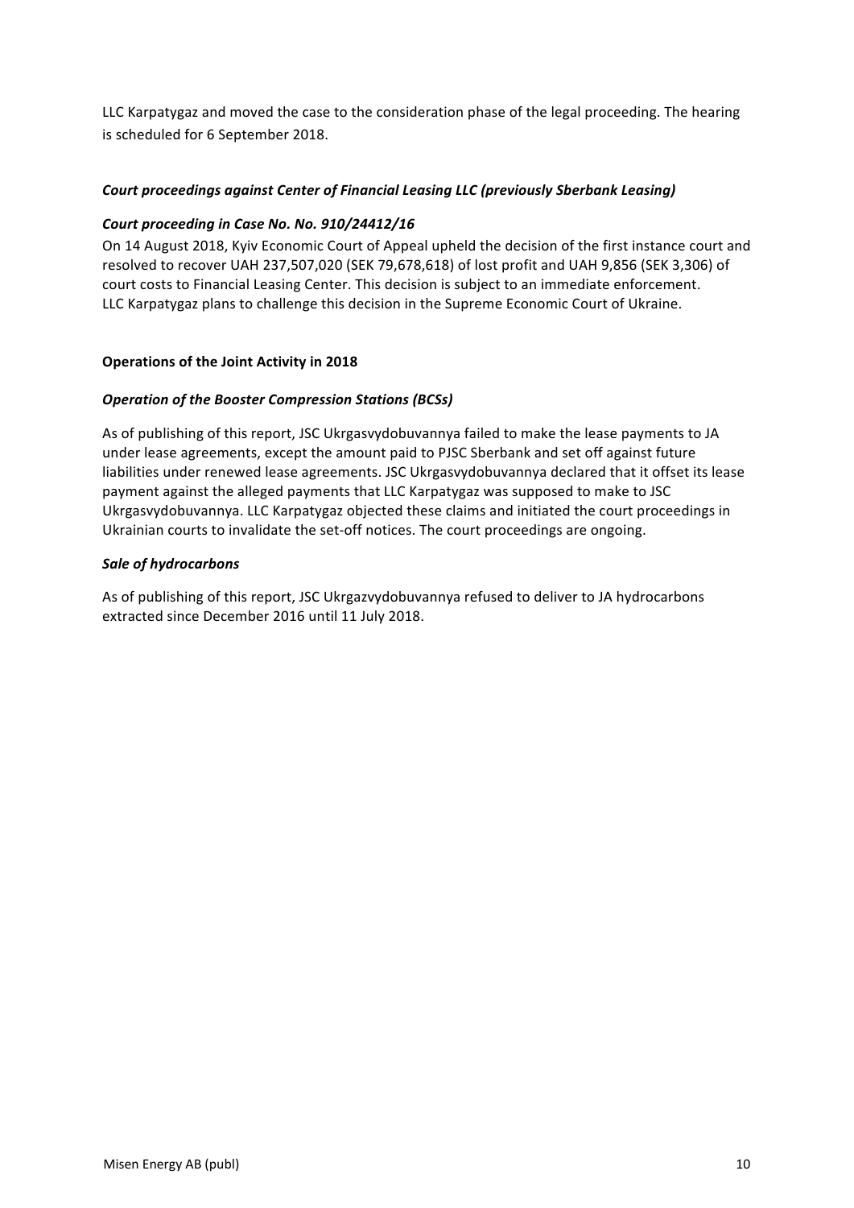LLC Karpatygaz and moved the case to the consideration phase of the legal proceeding. The hearing is scheduled for 6 September 2018.

***Court proceedings against Center of Financial Leasing LLC (previously Sberbank Leasing)***

***Court proceeding in Case No. No. 910/24412/16***

On 14 August 2018, Kyiv Economic Court of Appeal upheld the decision of the first instance court and resolved to recover UAH 237,507,020 (SEK 79,678,618) of lost profit and UAH 9,856 (SEK 3,306) of court costs to Financial Leasing Center. This decision is subject to an immediate enforcement. LLC Karpatygaz plans to challenge this decision in the Supreme Economic Court of Ukraine.

**Operations of the Joint Activity in 2018**

***Operation of the Booster Compression Stations (BCSs)***

As of publishing of this report, JSC Ukrgasvydobuvannya failed to make the lease payments to JA under lease agreements, except the amount paid to PJSC Sberbank and set off against future liabilities under renewed lease agreements. JSC Ukrgasvydobuvannya declared that it offset its lease payment against the alleged payments that LLC Karpatygaz was supposed to make to JSC Ukrgasvydobuvannya. LLC Karpatygaz objected these claims and initiated the court proceedings in Ukrainian courts to invalidate the set-off notices. The court proceedings are ongoing.

***Sale of hydrocarbons***

As of publishing of this report, JSC Ukrgazvydobuvannya refused to deliver to JA hydrocarbons extracted since December 2016 until 11 July 2018.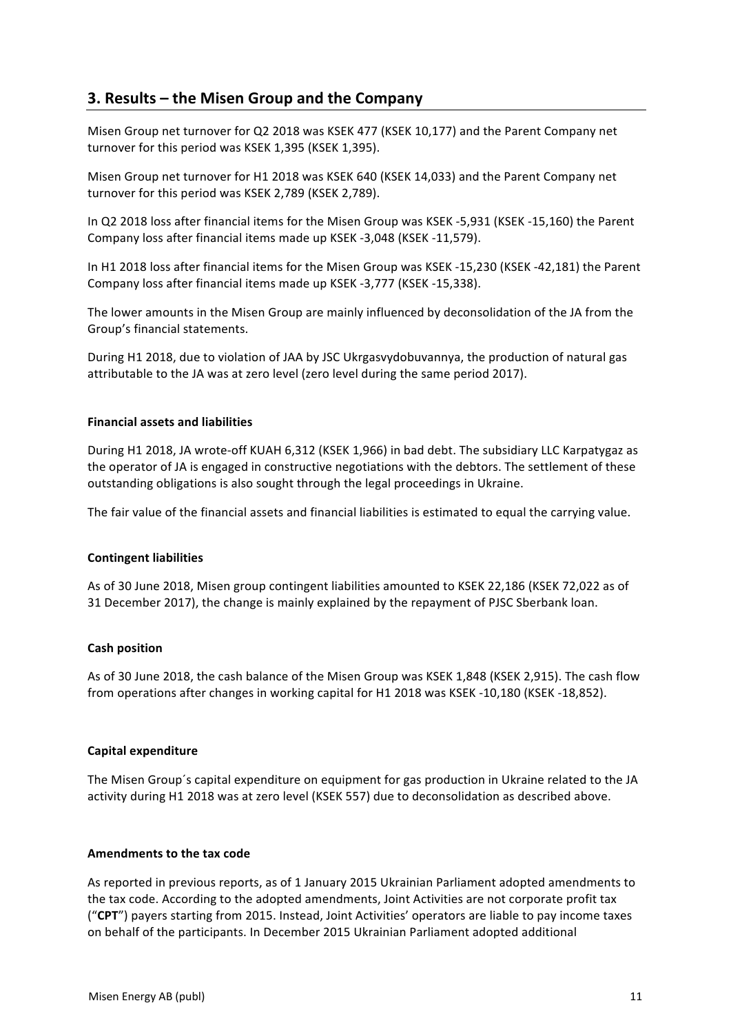## 3. Results – the Misen Group and the Company

Misen Group net turnover for Q2 2018 was KSEK 477 (KSEK 10,177) and the Parent Company net turnover for this period was KSEK 1,395 (KSEK 1,395).

Misen Group net turnover for H1 2018 was KSEK 640 (KSEK 14,033) and the Parent Company net turnover for this period was KSEK 2,789 (KSEK 2,789).

In Q2 2018 loss after financial items for the Misen Group was KSEK -5,931 (KSEK -15,160) the Parent Company loss after financial items made up KSEK -3,048 (KSEK -11,579).

In H1 2018 loss after financial items for the Misen Group was KSEK -15,230 (KSEK -42,181) the Parent Company loss after financial items made up KSEK -3,777 (KSEK -15,338).

The lower amounts in the Misen Group are mainly influenced by deconsolidation of the JA from the Group's financial statements.

During H1 2018, due to violation of JAA by JSC Ukrgasvydobuvannya, the production of natural gas attributable to the JA was at zero level (zero level during the same period 2017).

**Financial assets and liabilities**

During H1 2018, JA wrote-off KUAH 6,312 (KSEK 1,966) in bad debt. The subsidiary LLC Karpatygaz as the operator of JA is engaged in constructive negotiations with the debtors. The settlement of these outstanding obligations is also sought through the legal proceedings in Ukraine.

The fair value of the financial assets and financial liabilities is estimated to equal the carrying value.

**Contingent liabilities**

As of 30 June 2018, Misen group contingent liabilities amounted to KSEK 22,186 (KSEK 72,022 as of 31 December 2017), the change is mainly explained by the repayment of PJSC Sberbank loan.

**Cash position**

As of 30 June 2018, the cash balance of the Misen Group was KSEK 1,848 (KSEK 2,915). The cash flow from operations after changes in working capital for H1 2018 was KSEK -10,180 (KSEK -18,852).

**Capital expenditure**

The Misen Group´s capital expenditure on equipment for gas production in Ukraine related to the JA activity during H1 2018 was at zero level (KSEK 557) due to deconsolidation as described above.

**Amendments to the tax code**

As reported in previous reports, as of 1 January 2015 Ukrainian Parliament adopted amendments to the tax code. According to the adopted amendments, Joint Activities are not corporate profit tax ("**CPT**") payers starting from 2015. Instead, Joint Activities' operators are liable to pay income taxes on behalf of the participants. In December 2015 Ukrainian Parliament adopted additional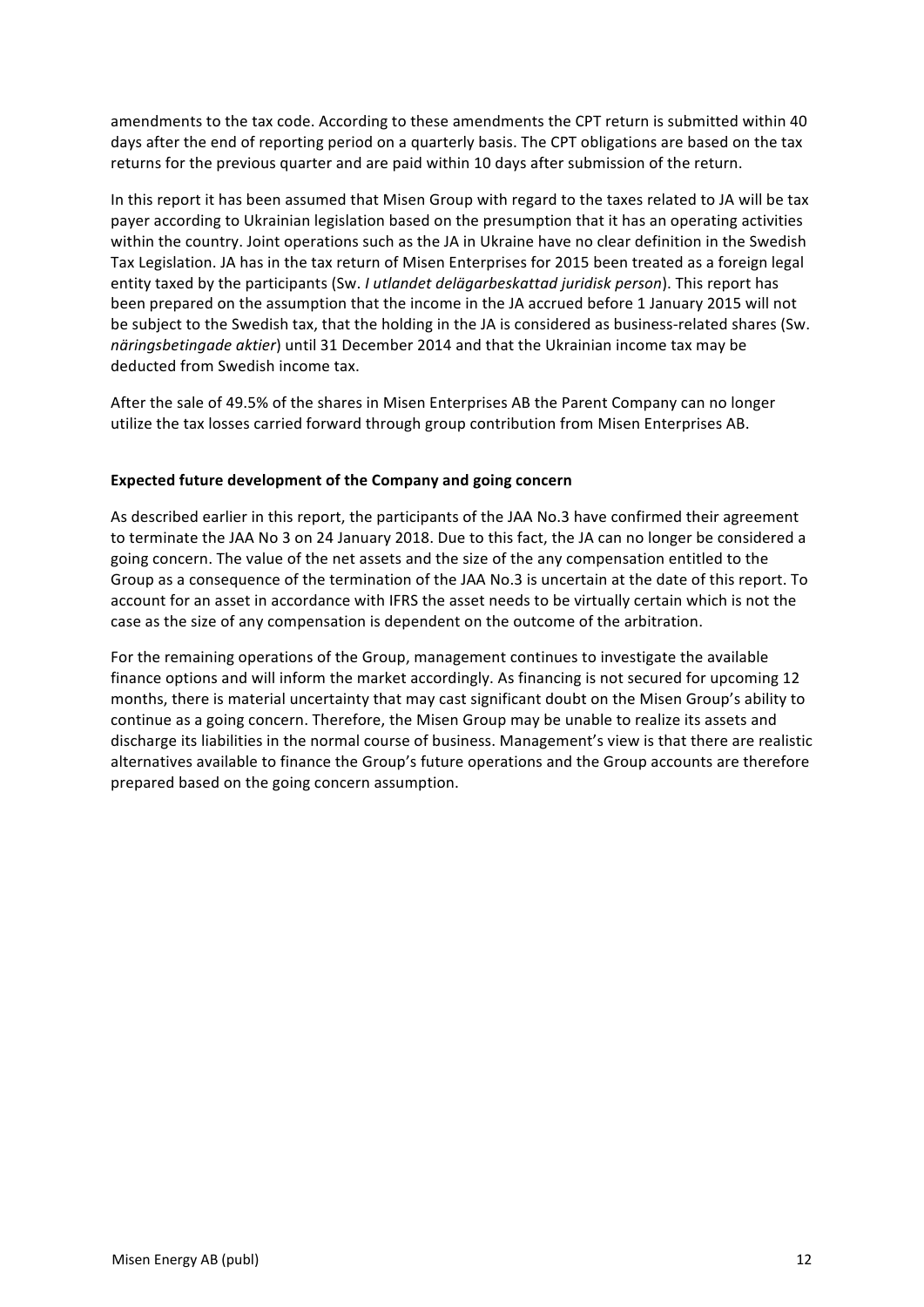amendments to the tax code. According to these amendments the CPT return is submitted within 40 days after the end of reporting period on a quarterly basis. The CPT obligations are based on the tax returns for the previous quarter and are paid within 10 days after submission of the return.

In this report it has been assumed that Misen Group with regard to the taxes related to JA will be tax payer according to Ukrainian legislation based on the presumption that it has an operating activities within the country. Joint operations such as the JA in Ukraine have no clear definition in the Swedish Tax Legislation. JA has in the tax return of Misen Enterprises for 2015 been treated as a foreign legal entity taxed by the participants (Sw. *I utlandet delägarbeskattad juridisk person*). This report has been prepared on the assumption that the income in the JA accrued before 1 January 2015 will not be subject to the Swedish tax, that the holding in the JA is considered as business-related shares (Sw. *näringsbetingade aktier*) until 31 December 2014 and that the Ukrainian income tax may be deducted from Swedish income tax.

After the sale of 49.5% of the shares in Misen Enterprises AB the Parent Company can no longer utilize the tax losses carried forward through group contribution from Misen Enterprises AB.

**Expected future development of the Company and going concern**

As described earlier in this report, the participants of the JAA No.3 have confirmed their agreement to terminate the JAA No 3 on 24 January 2018. Due to this fact, the JA can no longer be considered a going concern. The value of the net assets and the size of the any compensation entitled to the Group as a consequence of the termination of the JAA No.3 is uncertain at the date of this report. To account for an asset in accordance with IFRS the asset needs to be virtually certain which is not the case as the size of any compensation is dependent on the outcome of the arbitration.

For the remaining operations of the Group, management continues to investigate the available finance options and will inform the market accordingly. As financing is not secured for upcoming 12 months, there is material uncertainty that may cast significant doubt on the Misen Group's ability to continue as a going concern. Therefore, the Misen Group may be unable to realize its assets and discharge its liabilities in the normal course of business. Management's view is that there are realistic alternatives available to finance the Group's future operations and the Group accounts are therefore prepared based on the going concern assumption.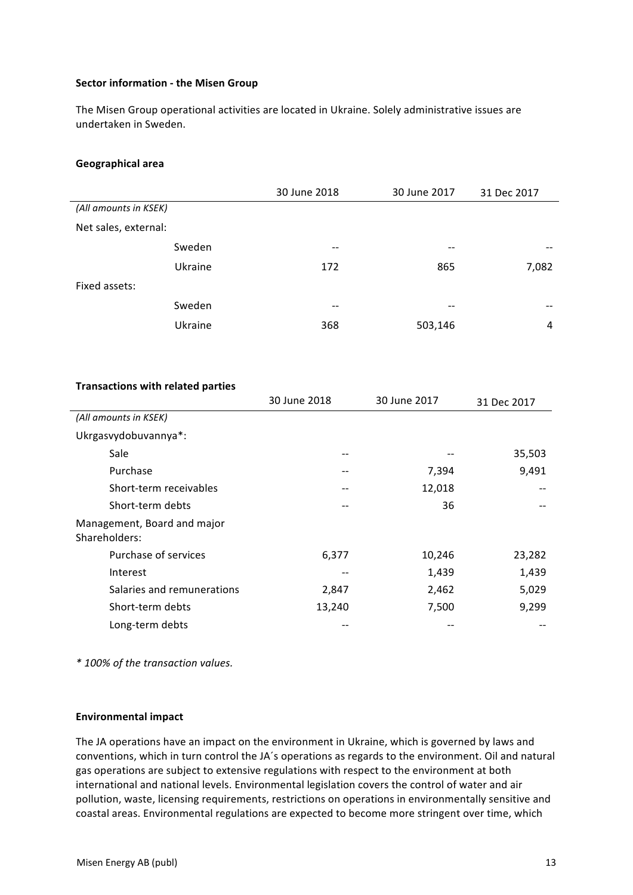**Sector information - the Misen Group**

The Misen Group operational activities are located in Ukraine. Solely administrative issues are undertaken in Sweden.

**Geographical area**

| | | 30 June 2018 | 30 June 2017 | 31 Dec 2017 |
|---|---|---|---|---|
| *(All amounts in KSEK)* | | | | |
| Net sales, external: | | | | |
| | Sweden | -- | -- | -- |
| | Ukraine | 172 | 865 | 7,082 |
| Fixed assets: | | | | |
| | Sweden | -- | -- | -- |
| | Ukraine | 368 | 503,146 | 4 |

**Transactions with related parties**

| | 30 June 2018 | 30 June 2017 | 31 Dec 2017 |
|---|---|---|---|
| *(All amounts in KSEK)* | | | |
| Ukrgasvydobuvannya*: | | | |
| Sale | -- | -- | 35,503 |
| Purchase | -- | 7,394 | 9,491 |
| Short-term receivables | -- | 12,018 | -- |
| Short-term debts | -- | 36 | -- |
| Management, Board and major Shareholders: | | | |
| Purchase of services | 6,377 | 10,246 | 23,282 |
| Interest | -- | 1,439 | 1,439 |
| Salaries and remunerations | 2,847 | 2,462 | 5,029 |
| Short-term debts | 13,240 | 7,500 | 9,299 |
| Long-term debts | -- | -- | -- |

*\* 100% of the transaction values.*

**Environmental impact**

The JA operations have an impact on the environment in Ukraine, which is governed by laws and conventions, which in turn control the JA´s operations as regards to the environment. Oil and natural gas operations are subject to extensive regulations with respect to the environment at both international and national levels. Environmental legislation covers the control of water and air pollution, waste, licensing requirements, restrictions on operations in environmentally sensitive and coastal areas. Environmental regulations are expected to become more stringent over time, which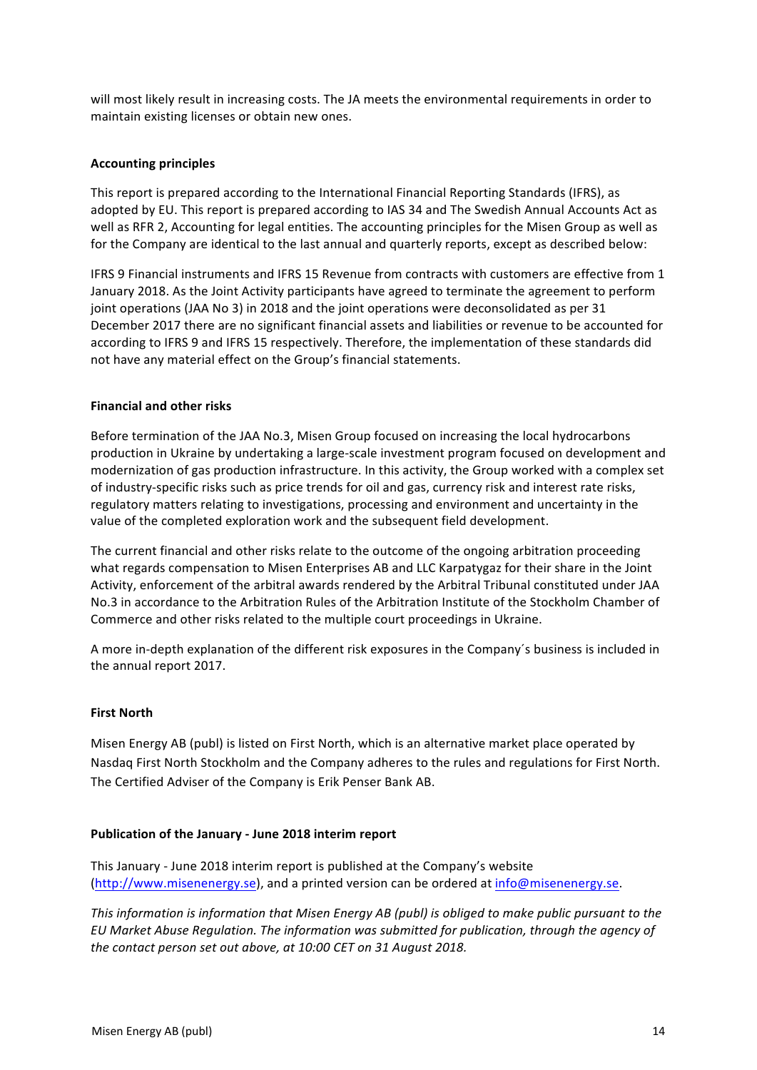will most likely result in increasing costs. The JA meets the environmental requirements in order to maintain existing licenses or obtain new ones.

**Accounting principles**

This report is prepared according to the International Financial Reporting Standards (IFRS), as adopted by EU. This report is prepared according to IAS 34 and The Swedish Annual Accounts Act as well as RFR 2, Accounting for legal entities. The accounting principles for the Misen Group as well as for the Company are identical to the last annual and quarterly reports, except as described below:

IFRS 9 Financial instruments and IFRS 15 Revenue from contracts with customers are effective from 1 January 2018. As the Joint Activity participants have agreed to terminate the agreement to perform joint operations (JAA No 3) in 2018 and the joint operations were deconsolidated as per 31 December 2017 there are no significant financial assets and liabilities or revenue to be accounted for according to IFRS 9 and IFRS 15 respectively. Therefore, the implementation of these standards did not have any material effect on the Group's financial statements.

**Financial and other risks**

Before termination of the JAA No.3, Misen Group focused on increasing the local hydrocarbons production in Ukraine by undertaking a large-scale investment program focused on development and modernization of gas production infrastructure. In this activity, the Group worked with a complex set of industry-specific risks such as price trends for oil and gas, currency risk and interest rate risks, regulatory matters relating to investigations, processing and environment and uncertainty in the value of the completed exploration work and the subsequent field development.

The current financial and other risks relate to the outcome of the ongoing arbitration proceeding what regards compensation to Misen Enterprises AB and LLC Karpatygaz for their share in the Joint Activity, enforcement of the arbitral awards rendered by the Arbitral Tribunal constituted under JAA No.3 in accordance to the Arbitration Rules of the Arbitration Institute of the Stockholm Chamber of Commerce and other risks related to the multiple court proceedings in Ukraine.

A more in-depth explanation of the different risk exposures in the Company´s business is included in the annual report 2017.

**First North**

Misen Energy AB (publ) is listed on First North, which is an alternative market place operated by Nasdaq First North Stockholm and the Company adheres to the rules and regulations for First North. The Certified Adviser of the Company is Erik Penser Bank AB.

**Publication of the January - June 2018 interim report**

This January - June 2018 interim report is published at the Company's website (http://www.misenenergy.se), and a printed version can be ordered at info@misenenergy.se.

*This information is information that Misen Energy AB (publ) is obliged to make public pursuant to the EU Market Abuse Regulation. The information was submitted for publication, through the agency of the contact person set out above, at 10:00 CET on 31 August 2018.*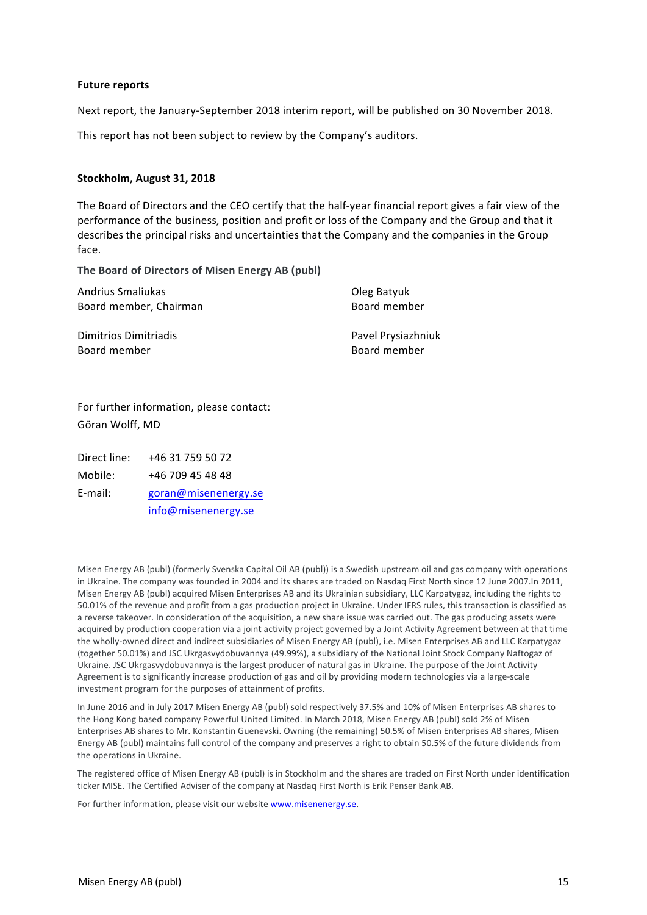**Future reports**

Next report, the January-September 2018 interim report, will be published on 30 November 2018.

This report has not been subject to review by the Company's auditors.

**Stockholm, August 31, 2018**

The Board of Directors and the CEO certify that the half-year financial report gives a fair view of the performance of the business, position and profit or loss of the Company and the Group and that it describes the principal risks and uncertainties that the Company and the companies in the Group face.

**The Board of Directors of Misen Energy AB (publ)**

Andrius Smaliukas
Board member, Chairman

Oleg Batyuk
Board member

Dimitrios Dimitriadis
Board member

Pavel Prysiazhniuk
Board member

For further information, please contact:
Göran Wolff, MD

| | |
|---|---|
| Direct line: | +46 31 759 50 72 |
| Mobile: | +46 709 45 48 48 |
| E-mail: | goran@misenenergy.se |
| | info@misenenergy.se |

Misen Energy AB (publ) (formerly Svenska Capital Oil AB (publ)) is a Swedish upstream oil and gas company with operations in Ukraine. The company was founded in 2004 and its shares are traded on Nasdaq First North since 12 June 2007.In 2011, Misen Energy AB (publ) acquired Misen Enterprises AB and its Ukrainian subsidiary, LLC Karpatygaz, including the rights to 50.01% of the revenue and profit from a gas production project in Ukraine. Under IFRS rules, this transaction is classified as a reverse takeover. In consideration of the acquisition, a new share issue was carried out. The gas producing assets were acquired by production cooperation via a joint activity project governed by a Joint Activity Agreement between at that time the wholly-owned direct and indirect subsidiaries of Misen Energy AB (publ), i.e. Misen Enterprises AB and LLC Karpatygaz (together 50.01%) and JSC Ukrgasvydobuvannya (49.99%), a subsidiary of the National Joint Stock Company Naftogaz of Ukraine. JSC Ukrgasvydobuvannya is the largest producer of natural gas in Ukraine. The purpose of the Joint Activity Agreement is to significantly increase production of gas and oil by providing modern technologies via a large-scale investment program for the purposes of attainment of profits.

In June 2016 and in July 2017 Misen Energy AB (publ) sold respectively 37.5% and 10% of Misen Enterprises AB shares to the Hong Kong based company Powerful United Limited. In March 2018, Misen Energy AB (publ) sold 2% of Misen Enterprises AB shares to Mr. Konstantin Guenevski. Owning (the remaining) 50.5% of Misen Enterprises AB shares, Misen Energy AB (publ) maintains full control of the company and preserves a right to obtain 50.5% of the future dividends from the operations in Ukraine.

The registered office of Misen Energy AB (publ) is in Stockholm and the shares are traded on First North under identification ticker MISE. The Certified Adviser of the company at Nasdaq First North is Erik Penser Bank AB.

For further information, please visit our website www.misenenergy.se.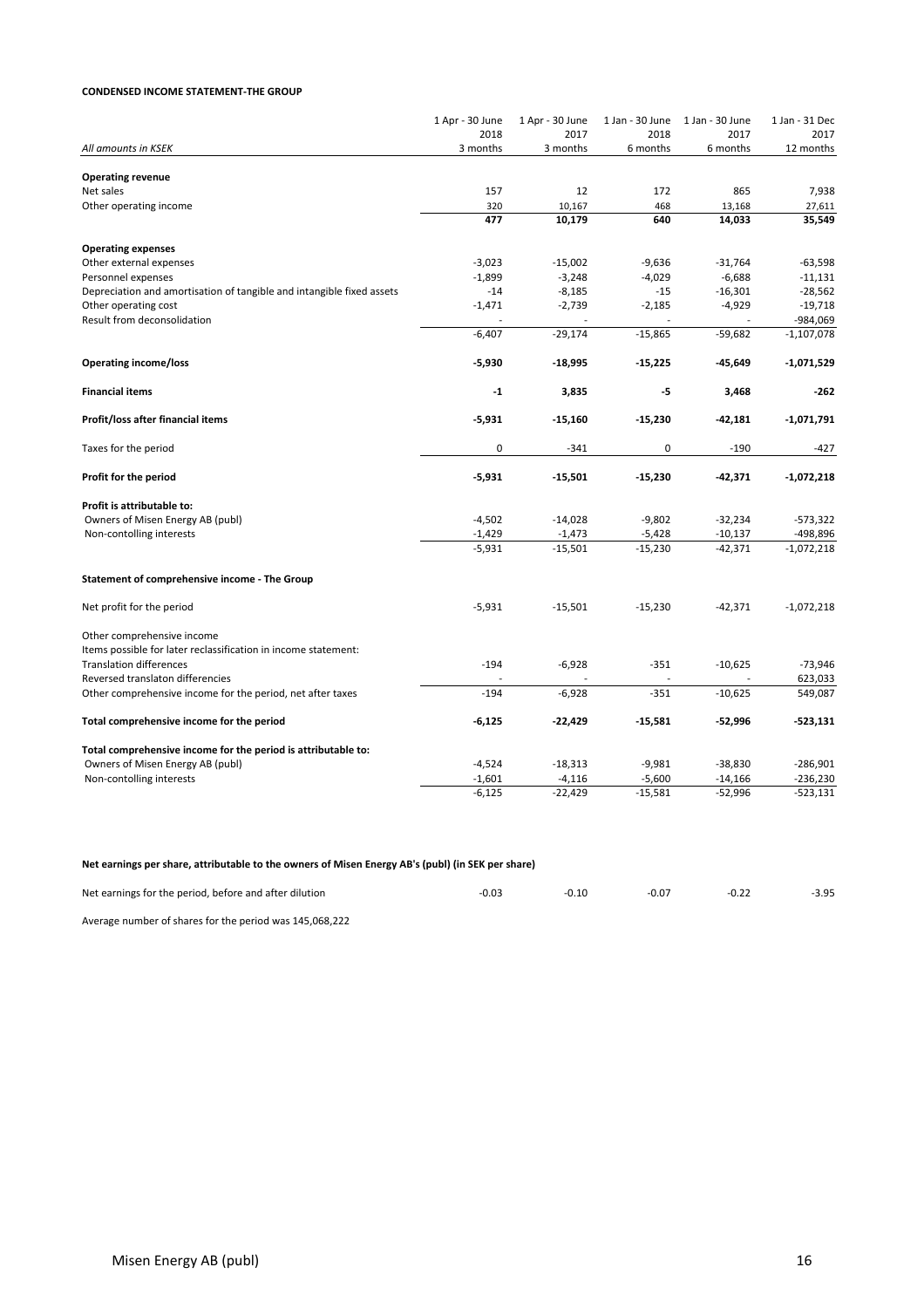**CONDENSED INCOME STATEMENT-THE GROUP**

| *All amounts in KSEK* | 1 Apr - 30 June 2018 3 months | 1 Apr - 30 June 2017 3 months | 1 Jan - 30 June 2018 6 months | 1 Jan - 30 June 2017 6 months | 1 Jan - 31 Dec 2017 12 months |
|---|---|---|---|---|---|
| **Operating revenue** | | | | | |
| Net sales | 157 | 12 | 172 | 865 | 7,938 |
| Other operating income | 320 | 10,167 | 468 | 13,168 | 27,611 |
| | **477** | **10,179** | **640** | **14,033** | **35,549** |
| **Operating expenses** | | | | | |
| Other external expenses | -3,023 | -15,002 | -9,636 | -31,764 | -63,598 |
| Personnel expenses | -1,899 | -3,248 | -4,029 | -6,688 | -11,131 |
| Depreciation and amortisation of tangible and intangible fixed assets | -14 | -8,185 | -15 | -16,301 | -28,562 |
| Other operating cost | -1,471 | -2,739 | -2,185 | -4,929 | -19,718 |
| Result from deconsolidation | - | - | - | - | -984,069 |
| | -6,407 | -29,174 | -15,865 | -59,682 | -1,107,078 |
| **Operating income/loss** | **-5,930** | **-18,995** | **-15,225** | **-45,649** | **-1,071,529** |
| **Financial items** | **-1** | **3,835** | **-5** | **3,468** | **-262** |
| **Profit/loss after financial items** | **-5,931** | **-15,160** | **-15,230** | **-42,181** | **-1,071,791** |
| Taxes for the period | 0 | -341 | 0 | -190 | -427 |
| **Profit for the period** | **-5,931** | **-15,501** | **-15,230** | **-42,371** | **-1,072,218** |
| **Profit is attributable to:** | | | | | |
| Owners of Misen Energy AB (publ) | -4,502 | -14,028 | -9,802 | -32,234 | -573,322 |
| Non-contolling interests | -1,429 | -1,473 | -5,428 | -10,137 | -498,896 |
| | -5,931 | -15,501 | -15,230 | -42,371 | -1,072,218 |

**Statement of comprehensive income - The Group**

| | 1 Apr - 30 June 2018 3 months | 1 Apr - 30 June 2017 3 months | 1 Jan - 30 June 2018 6 months | 1 Jan - 30 June 2017 6 months | 1 Jan - 31 Dec 2017 12 months |
|---|---|---|---|---|---|
| Net profit for the period | -5,931 | -15,501 | -15,230 | -42,371 | -1,072,218 |
| Other comprehensive income | | | | | |
| Items possible for later reclassification in income statement: | | | | | |
| Translation differences | -194 | -6,928 | -351 | -10,625 | -73,946 |
| Reversed translaton differencies | - | - | - | - | 623,033 |
| Other comprehensive income for the period, net after taxes | -194 | -6,928 | -351 | -10,625 | 549,087 |
| **Total comprehensive income for the period** | **-6,125** | **-22,429** | **-15,581** | **-52,996** | **-523,131** |
| **Total comprehensive income for the period is attributable to:** | | | | | |
| Owners of Misen Energy AB (publ) | -4,524 | -18,313 | -9,981 | -38,830 | -286,901 |
| Non-contolling interests | -1,601 | -4,116 | -5,600 | -14,166 | -236,230 |
| | -6,125 | -22,429 | -15,581 | -52,996 | -523,131 |

**Net earnings per share, attributable to the owners of Misen Energy AB's (publ) (in SEK per share)**

| | 1 Apr - 30 June 2018 3 months | 1 Apr - 30 June 2017 3 months | 1 Jan - 30 June 2018 6 months | 1 Jan - 30 June 2017 6 months | 1 Jan - 31 Dec 2017 12 months |
|---|---|---|---|---|---|
| Net earnings for the period, before and after dilution | -0.03 | -0.10 | -0.07 | -0.22 | -3.95 |

Average number of shares for the period was 145,068,222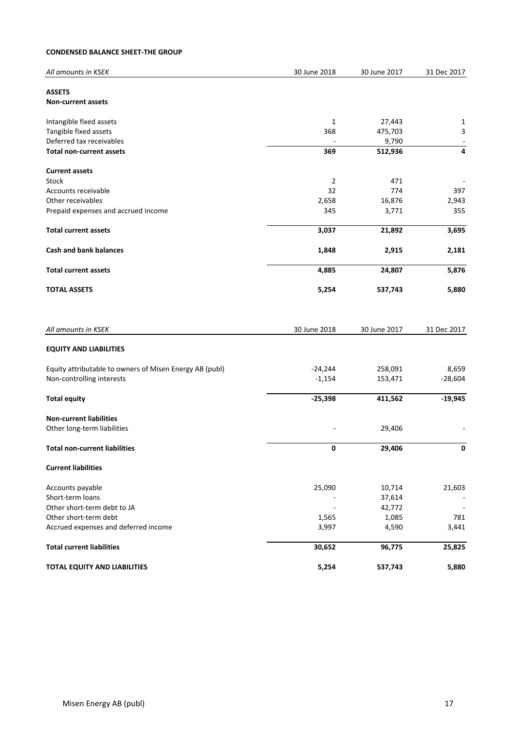**CONDENSED BALANCE SHEET-THE GROUP**

| *All amounts in KSEK* | 30 June 2018 | 30 June 2017 | 31 Dec 2017 |
|---|---|---|---|
| **ASSETS** | | | |
| **Non-current assets** | | | |
| Intangible fixed assets | 1 | 27,443 | 1 |
| Tangible fixed assets | 368 | 475,703 | 3 |
| Deferred tax receivables | - | 9,790 | - |
| **Total non-current assets** | **369** | **512,936** | **4** |
| **Current assets** | | | |
| Stock | 2 | 471 | - |
| Accounts receivable | 32 | 774 | 397 |
| Other receivables | 2,658 | 16,876 | 2,943 |
| Prepaid expenses and accrued income | 345 | 3,771 | 355 |
| **Total current assets** | **3,037** | **21,892** | **3,695** |
| **Cash and bank balances** | **1,848** | **2,915** | **2,181** |
| **Total current assets** | **4,885** | **24,807** | **5,876** |
| **TOTAL ASSETS** | **5,254** | **537,743** | **5,880** |

| *All amounts in KSEK* | 30 June 2018 | 30 June 2017 | 31 Dec 2017 |
|---|---|---|---|
| **EQUITY AND LIABILITIES** | | | |
| Equity attributable to owners of Misen Energy AB (publ) | -24,244 | 258,091 | 8,659 |
| Non-controlling interests | -1,154 | 153,471 | -28,604 |
| **Total equity** | **-25,398** | **411,562** | **-19,945** |
| **Non-current liabilities** | | | |
| Other long-term liabilities | - | 29,406 | - |
| **Total non-current liabilities** | **0** | **29,406** | **0** |
| **Current liabilities** | | | |
| Accounts payable | 25,090 | 10,714 | 21,603 |
| Short-term loans | - | 37,614 | - |
| Other short-term debt to JA | - | 42,772 | - |
| Other short-term debt | 1,565 | 1,085 | 781 |
| Accrued expenses and deferred income | 3,997 | 4,590 | 3,441 |
| **Total current liabilities** | **30,652** | **96,775** | **25,825** |
| **TOTAL EQUITY AND LIABILITIES** | **5,254** | **537,743** | **5,880** |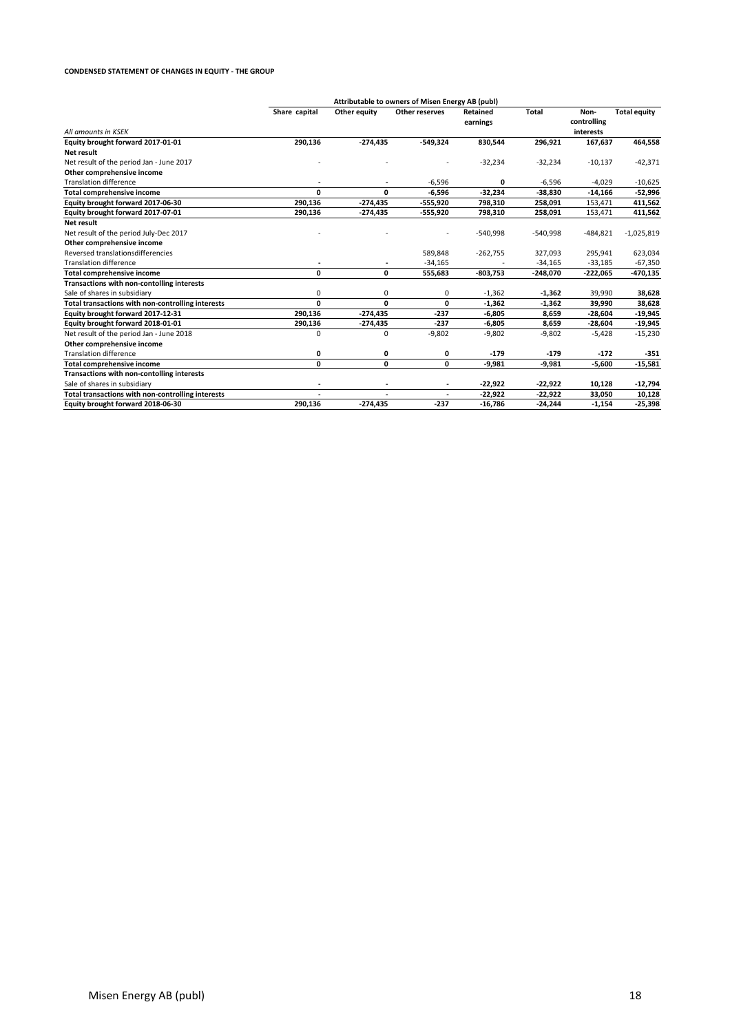**CONDENSED STATEMENT OF CHANGES IN EQUITY - THE GROUP**

| | Attributable to owners of Misen Energy AB (publ) | | | | | | |
|---|---|---|---|---|---|---|---|
| *All amounts in KSEK* | Share capital | Other equity | Other reserves | Retained earnings | Total | Non-controlling interests | Total equity |
| **Equity brought forward 2017-01-01** | **290,136** | **-274,435** | **-549,324** | **830,544** | **296,921** | **167,637** | **464,558** |
| **Net result** | | | | | | | |
| Net result of the period Jan - June 2017 | - | - | - | -32,234 | -32,234 | -10,137 | -42,371 |
| **Other comprehensive income** | | | | | | | |
| Translation difference | - | - | -6,596 | 0 | -6,596 | -4,029 | -10,625 |
| **Total comprehensive income** | **0** | **0** | **-6,596** | **-32,234** | **-38,830** | **-14,166** | **-52,996** |
| **Equity brought forward 2017-06-30** | **290,136** | **-274,435** | **-555,920** | **798,310** | **258,091** | **153,471** | **411,562** |
| **Equity brought forward 2017-07-01** | **290,136** | **-274,435** | **-555,920** | **798,310** | **258,091** | 153,471 | **411,562** |
| **Net result** | | | | | | | |
| Net result of the period July-Dec 2017 | - | - | - | -540,998 | -540,998 | -484,821 | -1,025,819 |
| **Other comprehensive income** | | | | | | | |
| Reversed translationsdifferencies | | | 589,848 | -262,755 | 327,093 | 295,941 | 623,034 |
| Translation difference | - | - | -34,165 | - | -34,165 | -33,185 | -67,350 |
| **Total comprehensive income** | **0** | **0** | **555,683** | **-803,753** | **-248,070** | **-222,065** | **-470,135** |
| **Transactions with non-contolling interests** | | | | | | | |
| Sale of shares in subsidiary | 0 | 0 | 0 | -1,362 | **-1,362** | 39,990 | **38,628** |
| **Total transactions with non-controlling interests** | **0** | **0** | **0** | **-1,362** | **-1,362** | **39,990** | **38,628** |
| **Equity brought forward 2017-12-31** | **290,136** | **-274,435** | **-237** | **-6,805** | **8,659** | **-28,604** | **-19,945** |
| **Equity brought forward 2018-01-01** | **290,136** | **-274,435** | **-237** | **-6,805** | **8,659** | **-28,604** | **-19,945** |
| Net result of the period Jan - June 2018 | 0 | 0 | -9,802 | -9,802 | -9,802 | -5,428 | -15,230 |
| **Other comprehensive income** | | | | | | | |
| Translation difference | **0** | **0** | **0** | **-179** | **-179** | **-172** | **-351** |
| **Total comprehensive income** | **0** | **0** | **0** | **-9,981** | **-9,981** | **-5,600** | **-15,581** |
| **Transactions with non-contolling interests** | | | | | | | |
| Sale of shares in subsidiary | - | - | - | **-22,922** | **-22,922** | **10,128** | **-12,794** |
| **Total transactions with non-controlling interests** | - | - | - | **-22,922** | **-22,922** | **33,050** | **10,128** |
| **Equity brought forward 2018-06-30** | **290,136** | **-274,435** | **-237** | **-16,786** | **-24,244** | **-1,154** | **-25,398** |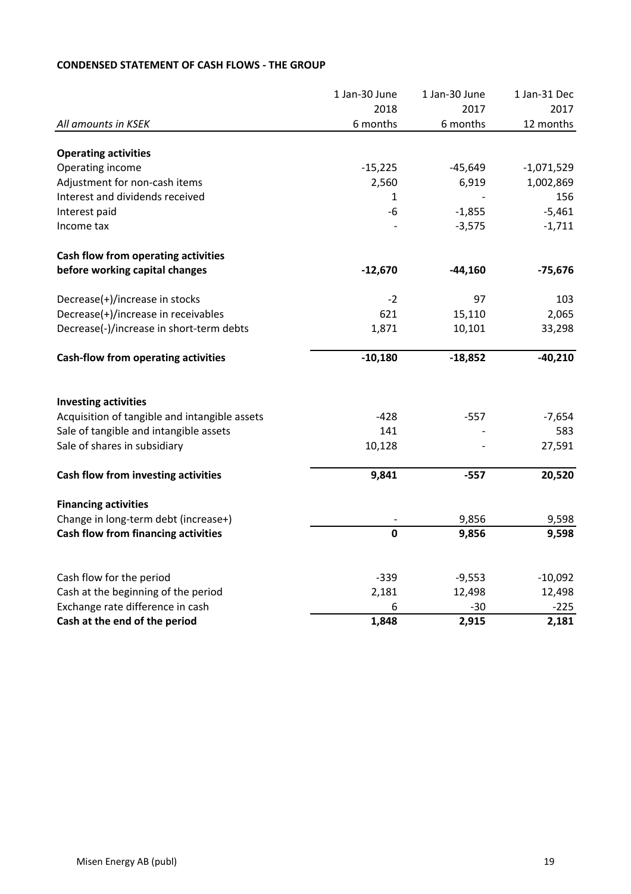**CONDENSED STATEMENT OF CASH FLOWS - THE GROUP**

| *All amounts in KSEK* | 1 Jan-30 June 2018 6 months | 1 Jan-30 June 2017 6 months | 1 Jan-31 Dec 2017 12 months |
|---|---|---|---|
| **Operating activities** | | | |
| Operating income | -15,225 | -45,649 | -1,071,529 |
| Adjustment for non-cash items | 2,560 | 6,919 | 1,002,869 |
| Interest and dividends received | 1 | - | 156 |
| Interest paid | -6 | -1,855 | -5,461 |
| Income tax | - | -3,575 | -1,711 |
| **Cash flow from operating activities before working capital changes** | **-12,670** | **-44,160** | **-75,676** |
| Decrease(+)/increase in stocks | -2 | 97 | 103 |
| Decrease(+)/increase in receivables | 621 | 15,110 | 2,065 |
| Decrease(-)/increase in short-term debts | 1,871 | 10,101 | 33,298 |
| **Cash-flow from operating activities** | **-10,180** | **-18,852** | **-40,210** |
| **Investing activities** | | | |
| Acquisition of tangible and intangible assets | -428 | -557 | -7,654 |
| Sale of tangible and intangible assets | 141 | - | 583 |
| Sale of shares in subsidiary | 10,128 | - | 27,591 |
| **Cash flow from investing activities** | **9,841** | **-557** | **20,520** |
| **Financing activities** | | | |
| Change in long-term debt (increase+) | - | 9,856 | 9,598 |
| **Cash flow from financing activities** | **0** | **9,856** | **9,598** |
| Cash flow for the period | -339 | -9,553 | -10,092 |
| Cash at the beginning of the period | 2,181 | 12,498 | 12,498 |
| Exchange rate difference in cash | 6 | -30 | -225 |
| **Cash at the end of the period** | **1,848** | **2,915** | **2,181** |

Misen Energy AB (publ)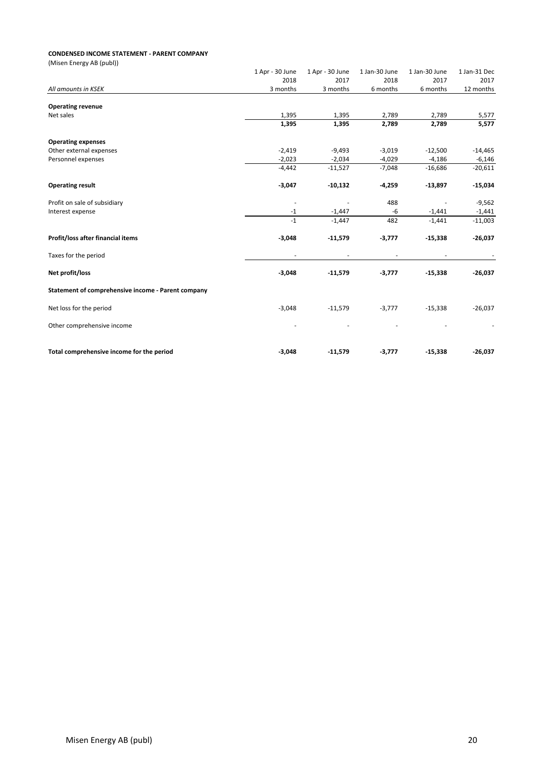**CONDENSED INCOME STATEMENT - PARENT COMPANY**

(Misen Energy AB (publ))

| All amounts in KSEK | 1 Apr - 30 June 2018 3 months | 1 Apr - 30 June 2017 3 months | 1 Jan-30 June 2018 6 months | 1 Jan-30 June 2017 6 months | 1 Jan-31 Dec 2017 12 months |
|---|---|---|---|---|---|
| **Operating revenue** | | | | | |
| Net sales | 1,395 | 1,395 | 2,789 | 2,789 | 5,577 |
| | **1,395** | **1,395** | **2,789** | **2,789** | **5,577** |
| **Operating expenses** | | | | | |
| Other external expenses | -2,419 | -9,493 | -3,019 | -12,500 | -14,465 |
| Personnel expenses | -2,023 | -2,034 | -4,029 | -4,186 | -6,146 |
| | -4,442 | -11,527 | -7,048 | -16,686 | -20,611 |
| **Operating result** | **-3,047** | **-10,132** | **-4,259** | **-13,897** | **-15,034** |
| Profit on sale of subsidiary | - | - | 488 | - | -9,562 |
| Interest expense | -1 | -1,447 | -6 | -1,441 | -1,441 |
| | -1 | -1,447 | 482 | -1,441 | -11,003 |
| **Profit/loss after financial items** | **-3,048** | **-11,579** | **-3,777** | **-15,338** | **-26,037** |
| Taxes for the period | - | - | - | - | - |
| **Net profit/loss** | **-3,048** | **-11,579** | **-3,777** | **-15,338** | **-26,037** |
| **Statement of comprehensive income - Parent company** | | | | | |
| Net loss for the period | -3,048 | -11,579 | -3,777 | -15,338 | -26,037 |
| Other comprehensive income | - | - | - | - | - |
| **Total comprehensive income for the period** | **-3,048** | **-11,579** | **-3,777** | **-15,338** | **-26,037** |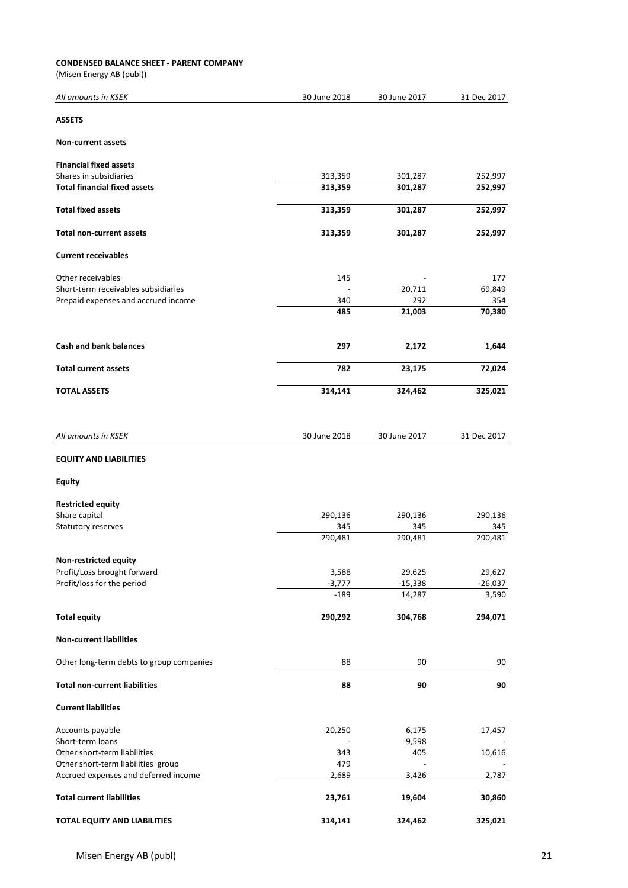**CONDENSED BALANCE SHEET - PARENT COMPANY**

(Misen Energy AB (publ))

| *All amounts in KSEK* | 30 June 2018 | 30 June 2017 | 31 Dec 2017 |
|---|---|---|---|
| **ASSETS** | | | |
| **Non-current assets** | | | |
| **Financial fixed assets** | | | |
| Shares in subsidiaries | 313,359 | 301,287 | 252,997 |
| **Total financial fixed assets** | **313,359** | **301,287** | **252,997** |
| **Total fixed assets** | **313,359** | **301,287** | **252,997** |
| **Total non-current assets** | **313,359** | **301,287** | **252,997** |
| **Current receivables** | | | |
| Other receivables | 145 | - | 177 |
| Short-term receivables subsidiaries | - | 20,711 | 69,849 |
| Prepaid expenses and accrued income | 340 | 292 | 354 |
| | **485** | **21,003** | **70,380** |
| **Cash and bank balances** | **297** | **2,172** | **1,644** |
| **Total current assets** | **782** | **23,175** | **72,024** |
| **TOTAL ASSETS** | **314,141** | **324,462** | **325,021** |

| *All amounts in KSEK* | 30 June 2018 | 30 June 2017 | 31 Dec 2017 |
|---|---|---|---|
| **EQUITY AND LIABILITIES** | | | |
| **Equity** | | | |
| **Restricted equity** | | | |
| Share capital | 290,136 | 290,136 | 290,136 |
| Statutory reserves | 345 | 345 | 345 |
| | 290,481 | 290,481 | 290,481 |
| **Non-restricted equity** | | | |
| Profit/Loss brought forward | 3,588 | 29,625 | 29,627 |
| Profit/loss for the period | -3,777 | -15,338 | -26,037 |
| | -189 | 14,287 | 3,590 |
| **Total equity** | **290,292** | **304,768** | **294,071** |
| **Non-current liabilities** | | | |
| Other long-term debts to group companies | 88 | 90 | 90 |
| **Total non-current liabilities** | **88** | **90** | **90** |
| **Current liabilities** | | | |
| Accounts payable | 20,250 | 6,175 | 17,457 |
| Short-term loans | - | 9,598 | - |
| Other short-term liabilities | 343 | 405 | 10,616 |
| Other short-term liabilities group | 479 | - | - |
| Accrued expenses and deferred income | 2,689 | 3,426 | 2,787 |
| **Total current liabilities** | **23,761** | **19,604** | **30,860** |
| **TOTAL EQUITY AND LIABILITIES** | **314,141** | **324,462** | **325,021** |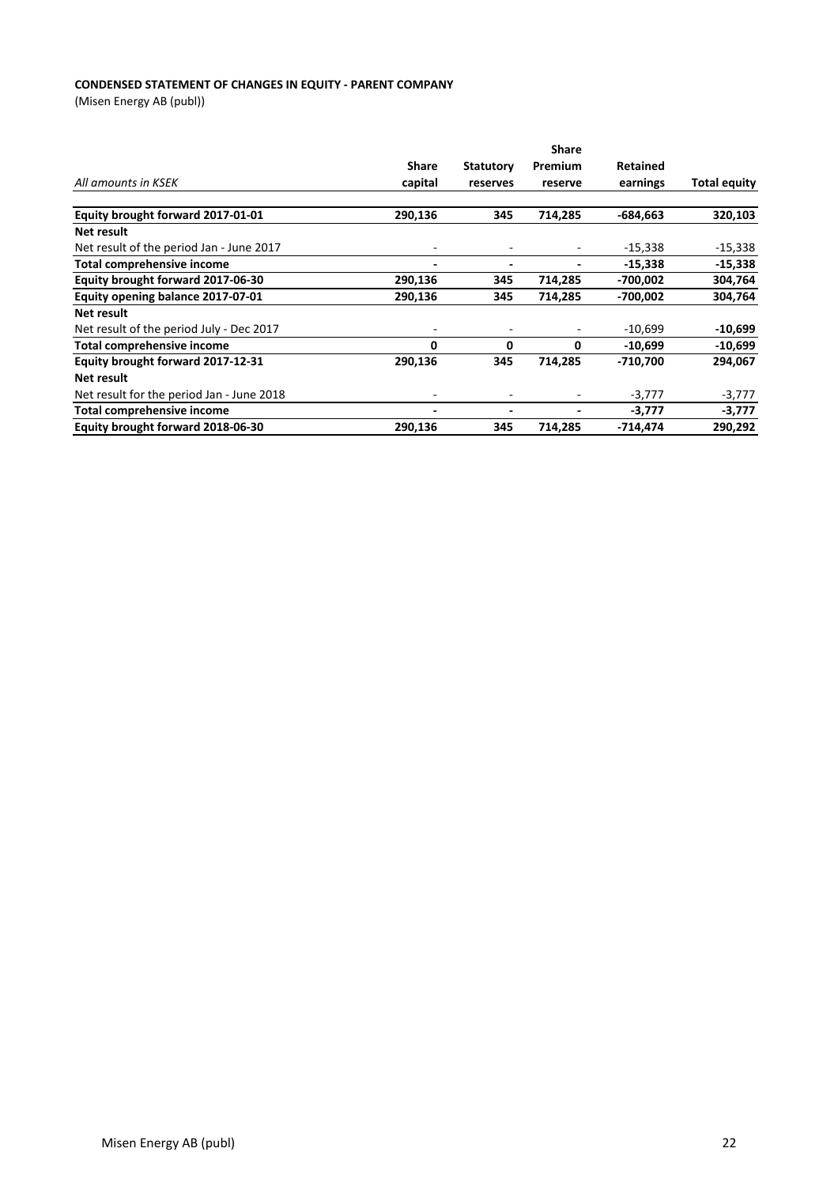**CONDENSED STATEMENT OF CHANGES IN EQUITY - PARENT COMPANY**

(Misen Energy AB (publ))

| *All amounts in KSEK* | Share capital | Statutory reserves | Share Premium reserve | Retained earnings | Total equity |
|---|---|---|---|---|---|
| **Equity brought forward 2017-01-01** | **290,136** | **345** | **714,285** | **-684,663** | **320,103** |
| **Net result** | | | | | |
| Net result of the period Jan - June 2017 | - | - | - | -15,338 | -15,338 |
| **Total comprehensive income** | **-** | **-** | **-** | **-15,338** | **-15,338** |
| **Equity brought forward 2017-06-30** | **290,136** | **345** | **714,285** | **-700,002** | **304,764** |
| **Equity opening balance 2017-07-01** | **290,136** | **345** | **714,285** | **-700,002** | **304,764** |
| **Net result** | | | | | |
| Net result of the period July - Dec 2017 | - | - | - | -10,699 | **-10,699** |
| **Total comprehensive income** | **0** | **0** | **0** | **-10,699** | **-10,699** |
| **Equity brought forward 2017-12-31** | **290,136** | **345** | **714,285** | **-710,700** | **294,067** |
| **Net result** | | | | | |
| Net result for the period Jan - June 2018 | - | - | - | -3,777 | -3,777 |
| **Total comprehensive income** | **-** | **-** | **-** | **-3,777** | **-3,777** |
| **Equity brought forward 2018-06-30** | **290,136** | **345** | **714,285** | **-714,474** | **290,292** |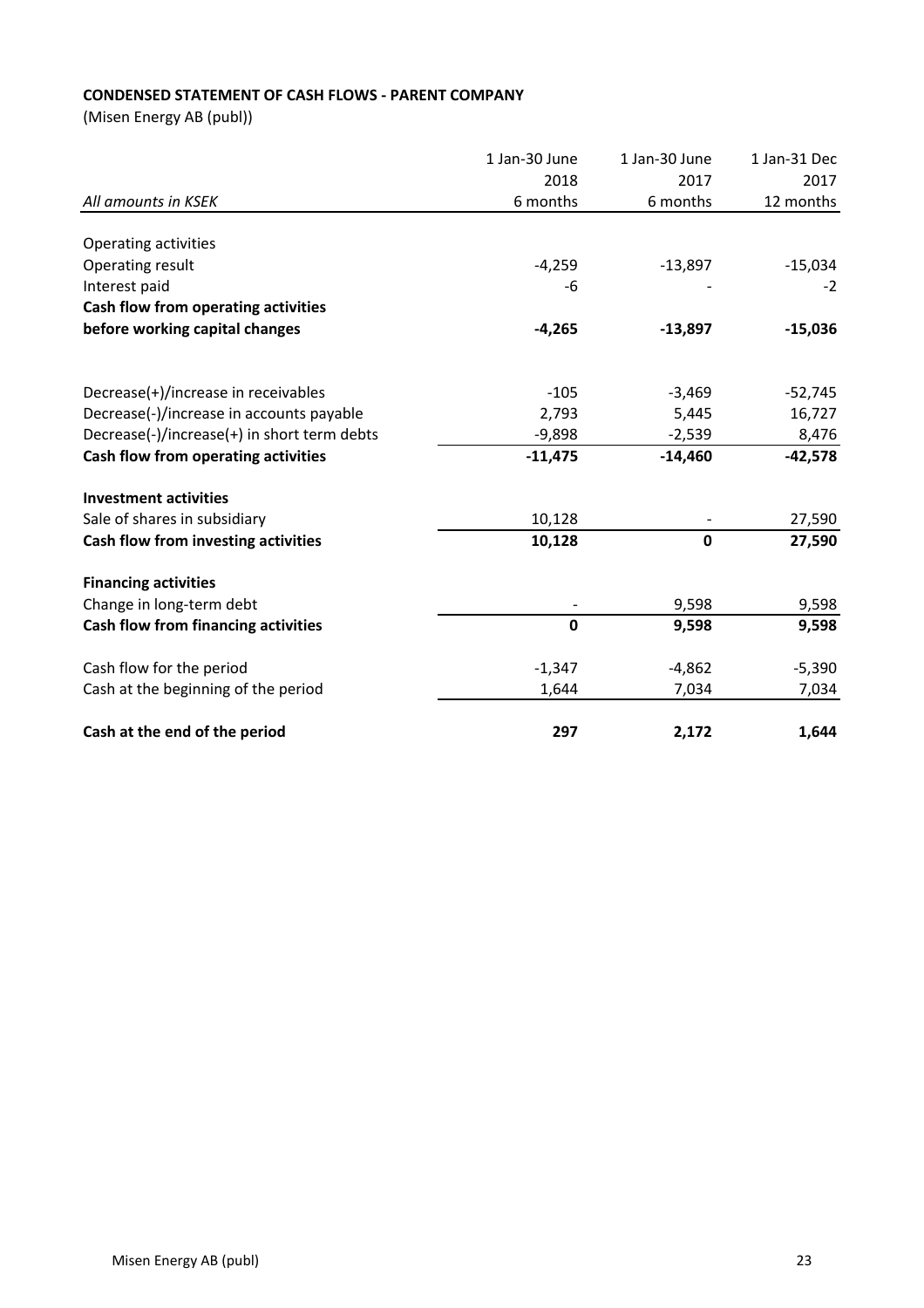**CONDENSED STATEMENT OF CASH FLOWS - PARENT COMPANY**

(Misen Energy AB (publ))

| *All amounts in KSEK* | 1 Jan-30 June 2018 6 months | 1 Jan-30 June 2017 6 months | 1 Jan-31 Dec 2017 12 months |
|---|---|---|---|
| Operating activities | | | |
| Operating result | -4,259 | -13,897 | -15,034 |
| Interest paid | -6 | - | -2 |
| **Cash flow from operating activities before working capital changes** | **-4,265** | **-13,897** | **-15,036** |
| | | | |
| Decrease(+)/increase in receivables | -105 | -3,469 | -52,745 |
| Decrease(-)/increase in accounts payable | 2,793 | 5,445 | 16,727 |
| Decrease(-)/increase(+) in short term debts | -9,898 | -2,539 | 8,476 |
| **Cash flow from operating activities** | **-11,475** | **-14,460** | **-42,578** |
| | | | |
| **Investment activities** | | | |
| Sale of shares in subsidiary | 10,128 | - | 27,590 |
| **Cash flow from investing activities** | **10,128** | **0** | **27,590** |
| | | | |
| **Financing activities** | | | |
| Change in long-term debt | - | 9,598 | 9,598 |
| **Cash flow from financing activities** | **0** | **9,598** | **9,598** |
| | | | |
| Cash flow for the period | -1,347 | -4,862 | -5,390 |
| Cash at the beginning of the period | 1,644 | 7,034 | 7,034 |
| | | | |
| **Cash at the end of the period** | **297** | **2,172** | **1,644** |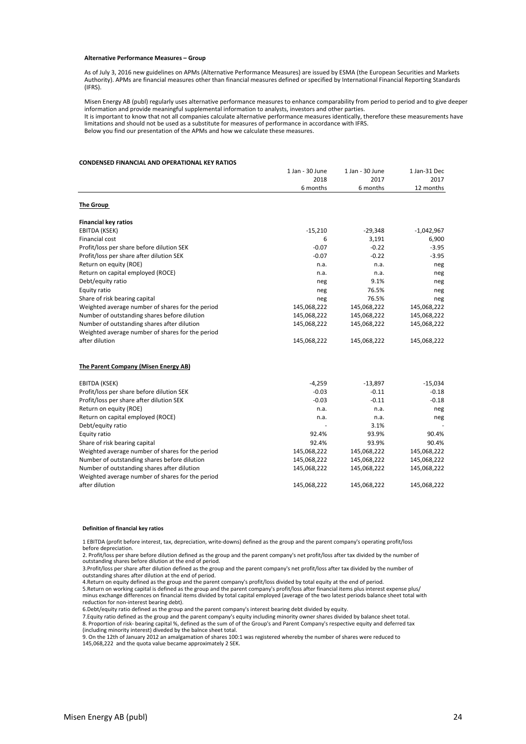**Alternative Performance Measures – Group**

As of July 3, 2016 new guidelines on APMs (Alternative Performance Measures) are issued by ESMA (the European Securities and Markets Authority). APMs are financial measures other than financial measures defined or specified by International Financial Reporting Standards (IFRS).

Misen Energy AB (publ) regularly uses alternative performance measures to enhance comparability from period to period and to give deeper information and provide meaningful supplemental information to analysts, investors and other parties.
It is important to know that not all companies calculate alternative performance measures identically, therefore these measurements have limitations and should not be used as a substitute for measures of performance in accordance with IFRS.
Below you find our presentation of the APMs and how we calculate these measures.

**CONDENSED FINANCIAL AND OPERATIONAL KEY RATIOS**

| | 1 Jan - 30 June 2018 6 months | 1 Jan - 30 June 2017 6 months | 1 Jan-31 Dec 2017 12 months |
|---|---|---|---|
| **The Group** | | | |
| **Financial key ratios** | | | |
| EBITDA (KSEK) | -15,210 | -29,348 | -1,042,967 |
| Financial cost | 6 | 3,191 | 6,900 |
| Profit/loss per share before dilution SEK | -0.07 | -0.22 | -3.95 |
| Profit/loss per share after dilution SEK | -0.07 | -0.22 | -3.95 |
| Return on equity (ROE) | n.a. | n.a. | neg |
| Return on capital employed (ROCE) | n.a. | n.a. | neg |
| Debt/equity ratio | neg | 9.1% | neg |
| Equity ratio | neg | 76.5% | neg |
| Share of risk bearing capital | neg | 76.5% | neg |
| Weighted average number of shares for the period | 145,068,222 | 145,068,222 | 145,068,222 |
| Number of outstanding shares before dilution | 145,068,222 | 145,068,222 | 145,068,222 |
| Number of outstanding shares after dilution | 145,068,222 | 145,068,222 | 145,068,222 |
| Weighted average number of shares for the period after dilution | 145,068,222 | 145,068,222 | 145,068,222 |
| **The Parent Company (Misen Energy AB)** | | | |
| EBITDA (KSEK) | -4,259 | -13,897 | -15,034 |
| Profit/loss per share before dilution SEK | -0.03 | -0.11 | -0.18 |
| Profit/loss per share after dilution SEK | -0.03 | -0.11 | -0.18 |
| Return on equity (ROE) | n.a. | n.a. | neg |
| Return on capital employed (ROCE) | n.a. | n.a. | neg |
| Debt/equity ratio | - | 3.1% | - |
| Equity ratio | 92.4% | 93.9% | 90.4% |
| Share of risk bearing capital | 92.4% | 93.9% | 90.4% |
| Weighted average number of shares for the period | 145,068,222 | 145,068,222 | 145,068,222 |
| Number of outstanding shares before dilution | 145,068,222 | 145,068,222 | 145,068,222 |
| Number of outstanding shares after dilution | 145,068,222 | 145,068,222 | 145,068,222 |
| Weighted average number of shares for the period after dilution | 145,068,222 | 145,068,222 | 145,068,222 |

**Definition of financial key ratios**

1 EBITDA (profit before interest, tax, depreciation, write-downs) defined as the group and the parent company's operating profit/loss before depreciation.
2. Profit/loss per share before dilution defined as the group and the parent company's net profit/loss after tax divided by the number of outstanding shares before dilution at the end of period.
3.Profit/loss per share after dilution defined as the group and the parent company's net profit/loss after tax divided by the number of outstanding shares after dilution at the end of period.
4.Return on equity defined as the group and the parent company's profit/loss divided by total equity at the end of period.
5.Return on working capital is defined as the group and the parent company's profit/loss after financial items plus interest expense plus/ minus exchange differences on financial items divided by total capital employed (average of the two latest periods balance sheet total with reduction for non-interest bearing debt).
6.Debt/equity ratio defined as the group and the parent company's interest bearing debt divided by equity.
7.Equity ratio defined as the group and the parent company's equity including minority owner shares divided by balance sheet total.
8. Proportion of risk- bearing capital %, defined as the sum of of the Group's and Parent Company's respective equity and deferred tax (including minority interest) diveded by the balnce sheet total.
9. On the 12th of January 2012 an amalgamation of shares 100:1 was registered whereby the number of shares were reduced to 145,068,222 and the quota value became approximately 2 SEK.